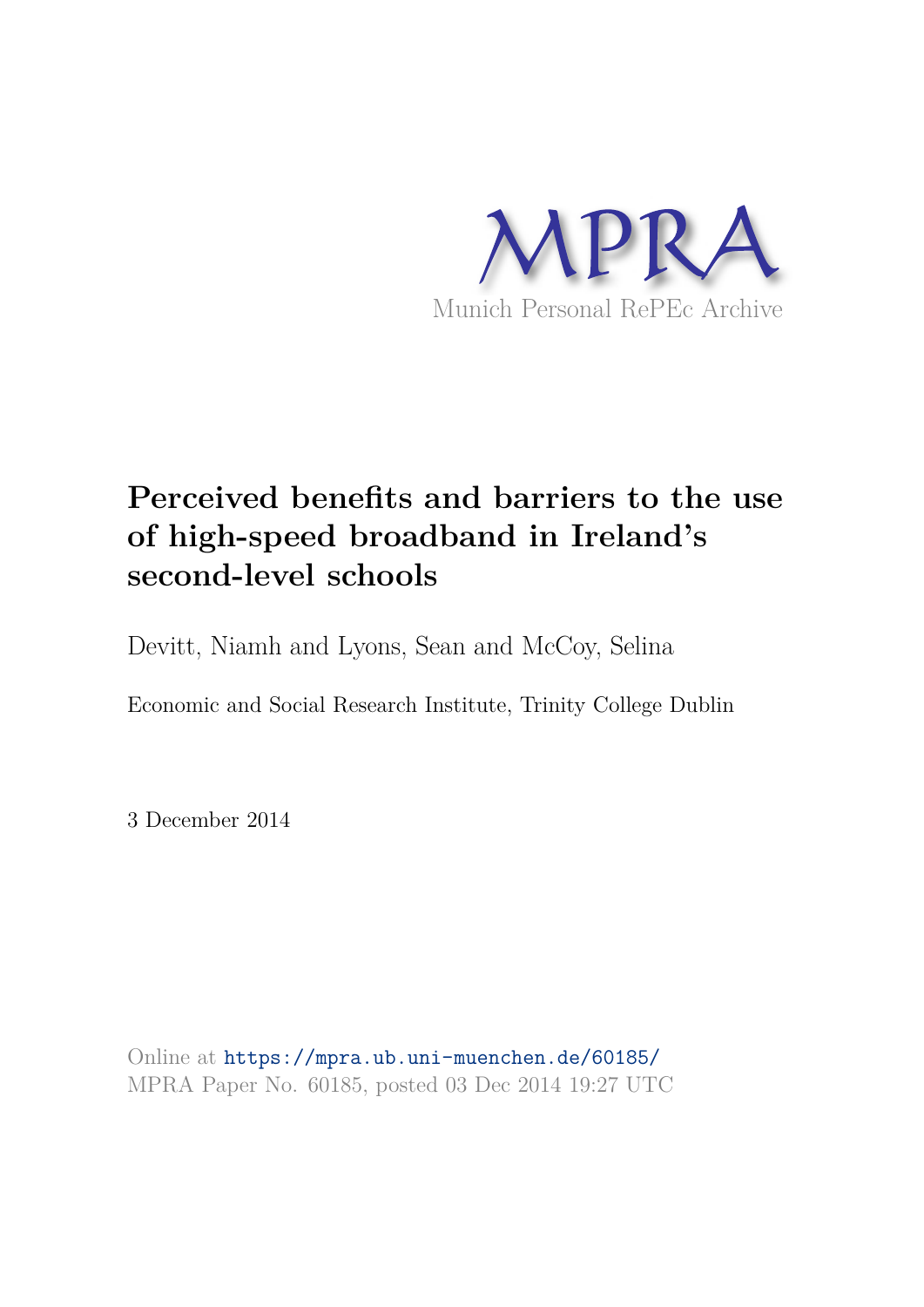MPRA

Munich Personal RePEc Archive

# Perceived benefits and barriers to the use of high-speed broadband in Ireland's second-level schools

Devitt, Niamh and Lyons, Sean and McCoy, Selina

Economic and Social Research Institute, Trinity College Dublin

3 December 2014

Online at https://mpra.ub.uni-muenchen.de/60185/
MPRA Paper No. 60185, posted 03 Dec 2014 19:27 UTC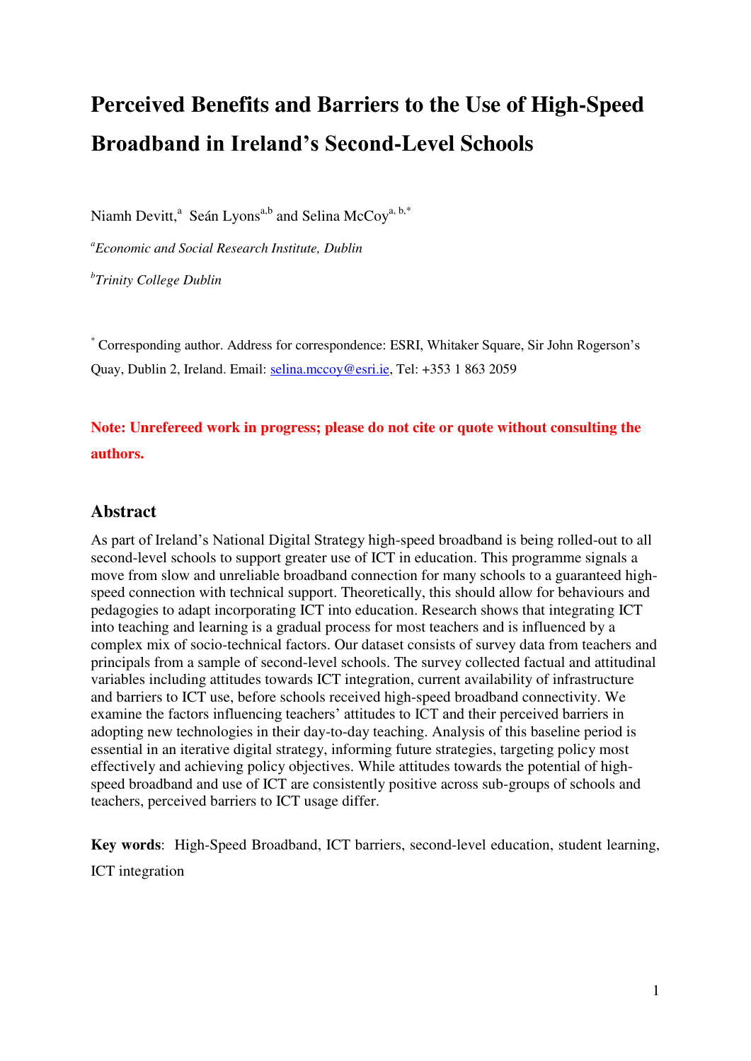# Perceived Benefits and Barriers to the Use of High-Speed Broadband in Ireland's Second-Level Schools

Niamh Devitt,[a] Seán Lyons[a,b] and Selina McCoy[a, b,*]

*[a]Economic and Social Research Institute, Dublin*

*[b]Trinity College Dublin*

[*] Corresponding author. Address for correspondence: ESRI, Whitaker Square, Sir John Rogerson's Quay, Dublin 2, Ireland. Email: selina.mccoy@esri.ie, Tel: +353 1 863 2059

**Note: Unrefereed work in progress; please do not cite or quote without consulting the authors.**

## Abstract

As part of Ireland's National Digital Strategy high-speed broadband is being rolled-out to all second-level schools to support greater use of ICT in education. This programme signals a move from slow and unreliable broadband connection for many schools to a guaranteed high-speed connection with technical support. Theoretically, this should allow for behaviours and pedagogies to adapt incorporating ICT into education. Research shows that integrating ICT into teaching and learning is a gradual process for most teachers and is influenced by a complex mix of socio-technical factors. Our dataset consists of survey data from teachers and principals from a sample of second-level schools. The survey collected factual and attitudinal variables including attitudes towards ICT integration, current availability of infrastructure and barriers to ICT use, before schools received high-speed broadband connectivity. We examine the factors influencing teachers' attitudes to ICT and their perceived barriers in adopting new technologies in their day-to-day teaching. Analysis of this baseline period is essential in an iterative digital strategy, informing future strategies, targeting policy most effectively and achieving policy objectives. While attitudes towards the potential of high-speed broadband and use of ICT are consistently positive across sub-groups of schools and teachers, perceived barriers to ICT usage differ.

**Key words**: High-Speed Broadband, ICT barriers, second-level education, student learning, ICT integration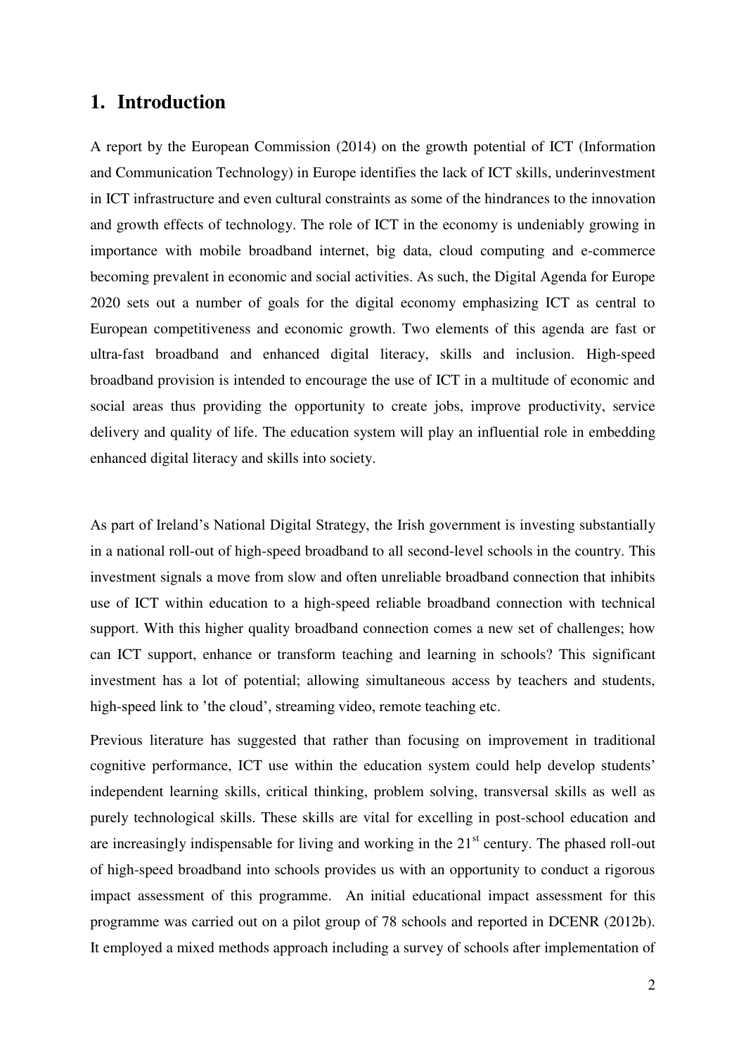## 1. Introduction

A report by the European Commission (2014) on the growth potential of ICT (Information and Communication Technology) in Europe identifies the lack of ICT skills, underinvestment in ICT infrastructure and even cultural constraints as some of the hindrances to the innovation and growth effects of technology. The role of ICT in the economy is undeniably growing in importance with mobile broadband internet, big data, cloud computing and e-commerce becoming prevalent in economic and social activities. As such, the Digital Agenda for Europe 2020 sets out a number of goals for the digital economy emphasizing ICT as central to European competitiveness and economic growth. Two elements of this agenda are fast or ultra-fast broadband and enhanced digital literacy, skills and inclusion. High-speed broadband provision is intended to encourage the use of ICT in a multitude of economic and social areas thus providing the opportunity to create jobs, improve productivity, service delivery and quality of life. The education system will play an influential role in embedding enhanced digital literacy and skills into society.

As part of Ireland's National Digital Strategy, the Irish government is investing substantially in a national roll-out of high-speed broadband to all second-level schools in the country. This investment signals a move from slow and often unreliable broadband connection that inhibits use of ICT within education to a high-speed reliable broadband connection with technical support. With this higher quality broadband connection comes a new set of challenges; how can ICT support, enhance or transform teaching and learning in schools? This significant investment has a lot of potential; allowing simultaneous access by teachers and students, high-speed link to 'the cloud', streaming video, remote teaching etc.

Previous literature has suggested that rather than focusing on improvement in traditional cognitive performance, ICT use within the education system could help develop students' independent learning skills, critical thinking, problem solving, transversal skills as well as purely technological skills. These skills are vital for excelling in post-school education and are increasingly indispensable for living and working in the 21st century. The phased roll-out of high-speed broadband into schools provides us with an opportunity to conduct a rigorous impact assessment of this programme. An initial educational impact assessment for this programme was carried out on a pilot group of 78 schools and reported in DCENR (2012b). It employed a mixed methods approach including a survey of schools after implementation of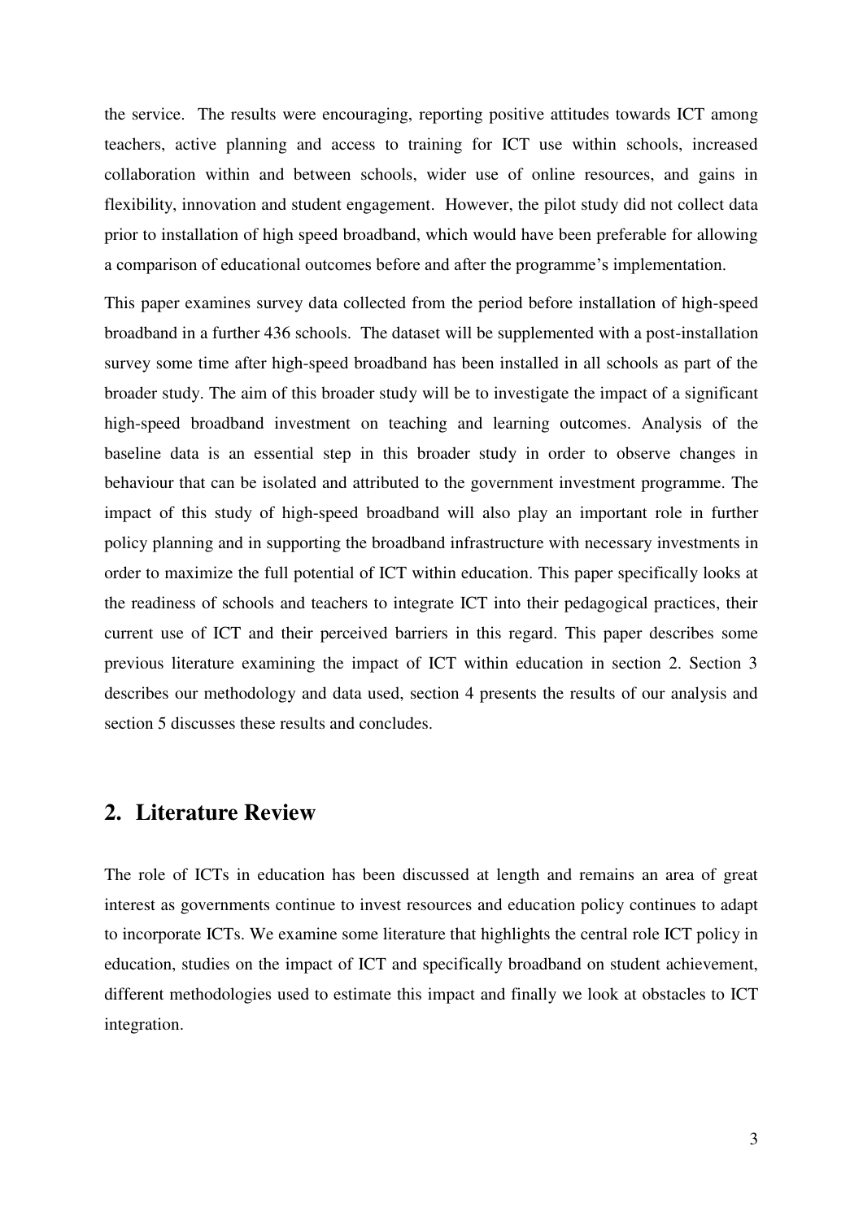the service. The results were encouraging, reporting positive attitudes towards ICT among teachers, active planning and access to training for ICT use within schools, increased collaboration within and between schools, wider use of online resources, and gains in flexibility, innovation and student engagement. However, the pilot study did not collect data prior to installation of high speed broadband, which would have been preferable for allowing a comparison of educational outcomes before and after the programme's implementation.

This paper examines survey data collected from the period before installation of high-speed broadband in a further 436 schools. The dataset will be supplemented with a post-installation survey some time after high-speed broadband has been installed in all schools as part of the broader study. The aim of this broader study will be to investigate the impact of a significant high-speed broadband investment on teaching and learning outcomes. Analysis of the baseline data is an essential step in this broader study in order to observe changes in behaviour that can be isolated and attributed to the government investment programme. The impact of this study of high-speed broadband will also play an important role in further policy planning and in supporting the broadband infrastructure with necessary investments in order to maximize the full potential of ICT within education. This paper specifically looks at the readiness of schools and teachers to integrate ICT into their pedagogical practices, their current use of ICT and their perceived barriers in this regard. This paper describes some previous literature examining the impact of ICT within education in section 2. Section 3 describes our methodology and data used, section 4 presents the results of our analysis and section 5 discusses these results and concludes.

## 2. Literature Review

The role of ICTs in education has been discussed at length and remains an area of great interest as governments continue to invest resources and education policy continues to adapt to incorporate ICTs. We examine some literature that highlights the central role ICT policy in education, studies on the impact of ICT and specifically broadband on student achievement, different methodologies used to estimate this impact and finally we look at obstacles to ICT integration.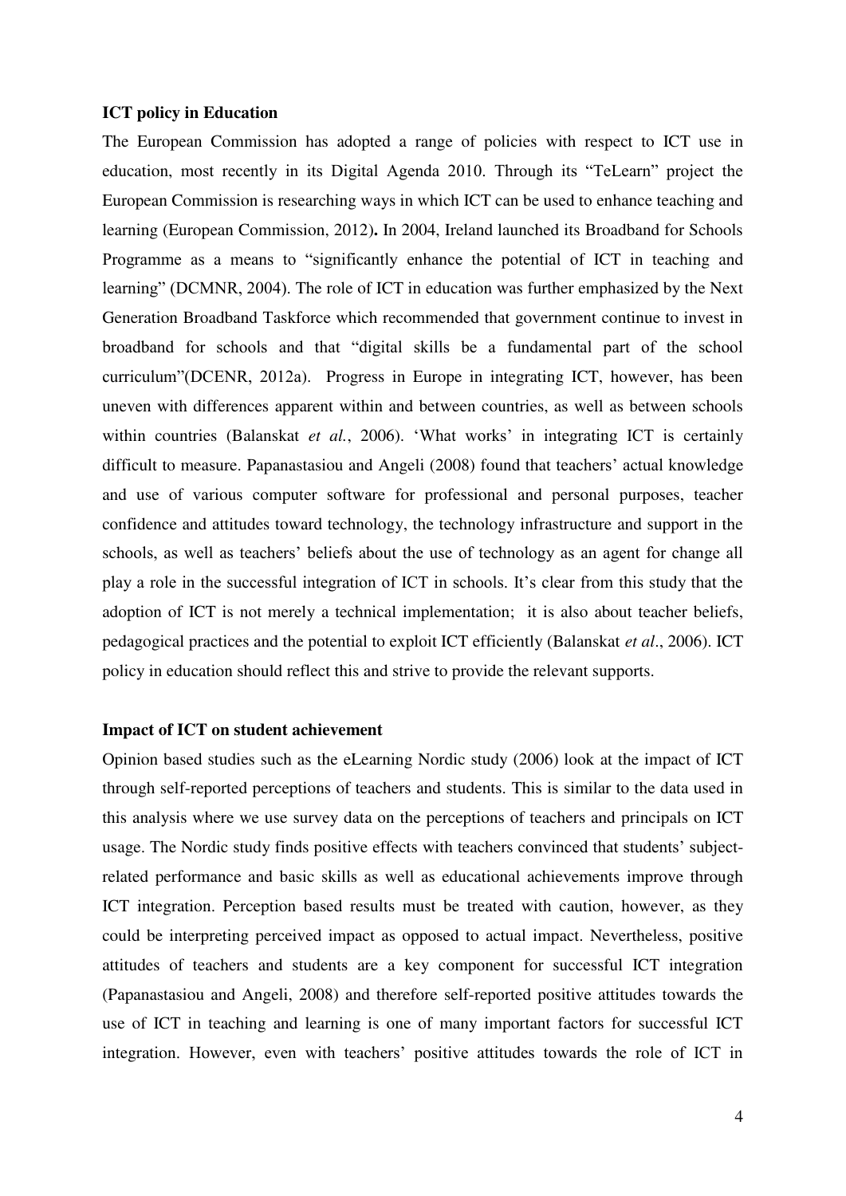**ICT policy in Education**

The European Commission has adopted a range of policies with respect to ICT use in education, most recently in its Digital Agenda 2010. Through its "TeLearn" project the European Commission is researching ways in which ICT can be used to enhance teaching and learning (European Commission, 2012)**.** In 2004, Ireland launched its Broadband for Schools Programme as a means to "significantly enhance the potential of ICT in teaching and learning" (DCMNR, 2004). The role of ICT in education was further emphasized by the Next Generation Broadband Taskforce which recommended that government continue to invest in broadband for schools and that "digital skills be a fundamental part of the school curriculum"(DCENR, 2012a). Progress in Europe in integrating ICT, however, has been uneven with differences apparent within and between countries, as well as between schools within countries (Balanskat *et al.*, 2006). 'What works' in integrating ICT is certainly difficult to measure. Papanastasiou and Angeli (2008) found that teachers' actual knowledge and use of various computer software for professional and personal purposes, teacher confidence and attitudes toward technology, the technology infrastructure and support in the schools, as well as teachers' beliefs about the use of technology as an agent for change all play a role in the successful integration of ICT in schools. It's clear from this study that the adoption of ICT is not merely a technical implementation; it is also about teacher beliefs, pedagogical practices and the potential to exploit ICT efficiently (Balanskat *et al*., 2006). ICT policy in education should reflect this and strive to provide the relevant supports.

**Impact of ICT on student achievement**

Opinion based studies such as the eLearning Nordic study (2006) look at the impact of ICT through self-reported perceptions of teachers and students. This is similar to the data used in this analysis where we use survey data on the perceptions of teachers and principals on ICT usage. The Nordic study finds positive effects with teachers convinced that students' subject-related performance and basic skills as well as educational achievements improve through ICT integration. Perception based results must be treated with caution, however, as they could be interpreting perceived impact as opposed to actual impact. Nevertheless, positive attitudes of teachers and students are a key component for successful ICT integration (Papanastasiou and Angeli, 2008) and therefore self-reported positive attitudes towards the use of ICT in teaching and learning is one of many important factors for successful ICT integration. However, even with teachers' positive attitudes towards the role of ICT in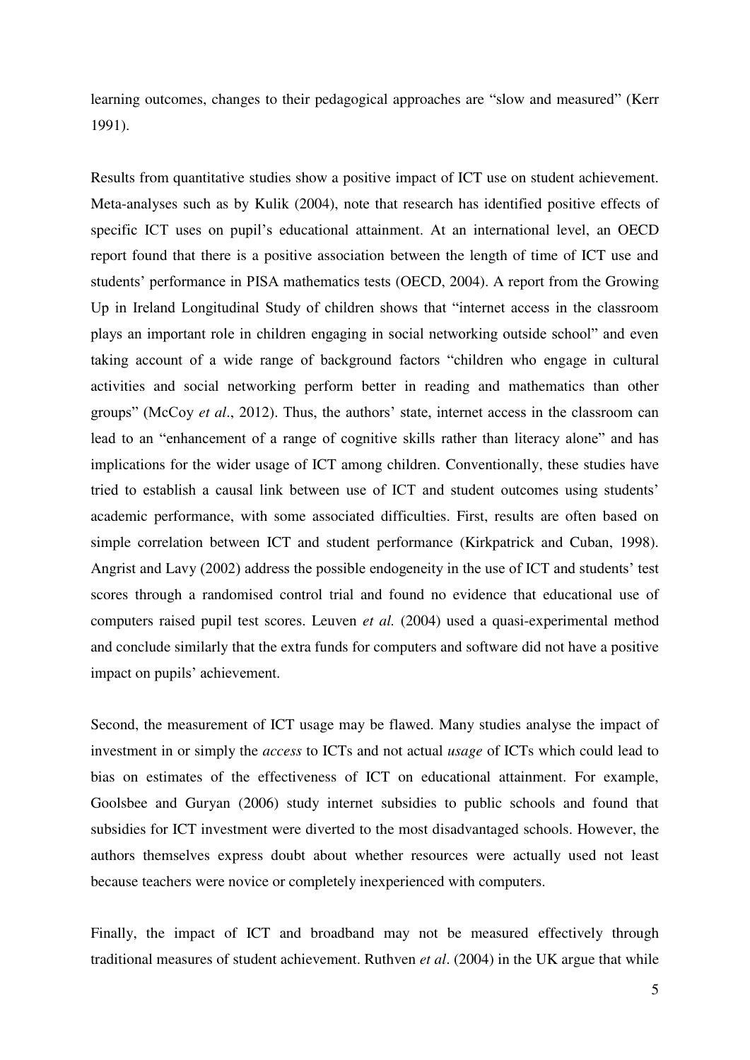learning outcomes, changes to their pedagogical approaches are "slow and measured" (Kerr 1991).

Results from quantitative studies show a positive impact of ICT use on student achievement. Meta-analyses such as by Kulik (2004), note that research has identified positive effects of specific ICT uses on pupil's educational attainment. At an international level, an OECD report found that there is a positive association between the length of time of ICT use and students' performance in PISA mathematics tests (OECD, 2004). A report from the Growing Up in Ireland Longitudinal Study of children shows that "internet access in the classroom plays an important role in children engaging in social networking outside school" and even taking account of a wide range of background factors "children who engage in cultural activities and social networking perform better in reading and mathematics than other groups" (McCoy *et al*., 2012). Thus, the authors' state, internet access in the classroom can lead to an "enhancement of a range of cognitive skills rather than literacy alone" and has implications for the wider usage of ICT among children. Conventionally, these studies have tried to establish a causal link between use of ICT and student outcomes using students' academic performance, with some associated difficulties. First, results are often based on simple correlation between ICT and student performance (Kirkpatrick and Cuban, 1998). Angrist and Lavy (2002) address the possible endogeneity in the use of ICT and students' test scores through a randomised control trial and found no evidence that educational use of computers raised pupil test scores. Leuven *et al.* (2004) used a quasi-experimental method and conclude similarly that the extra funds for computers and software did not have a positive impact on pupils' achievement.

Second, the measurement of ICT usage may be flawed. Many studies analyse the impact of investment in or simply the *access* to ICTs and not actual *usage* of ICTs which could lead to bias on estimates of the effectiveness of ICT on educational attainment. For example, Goolsbee and Guryan (2006) study internet subsidies to public schools and found that subsidies for ICT investment were diverted to the most disadvantaged schools. However, the authors themselves express doubt about whether resources were actually used not least because teachers were novice or completely inexperienced with computers.

Finally, the impact of ICT and broadband may not be measured effectively through traditional measures of student achievement. Ruthven *et al*. (2004) in the UK argue that while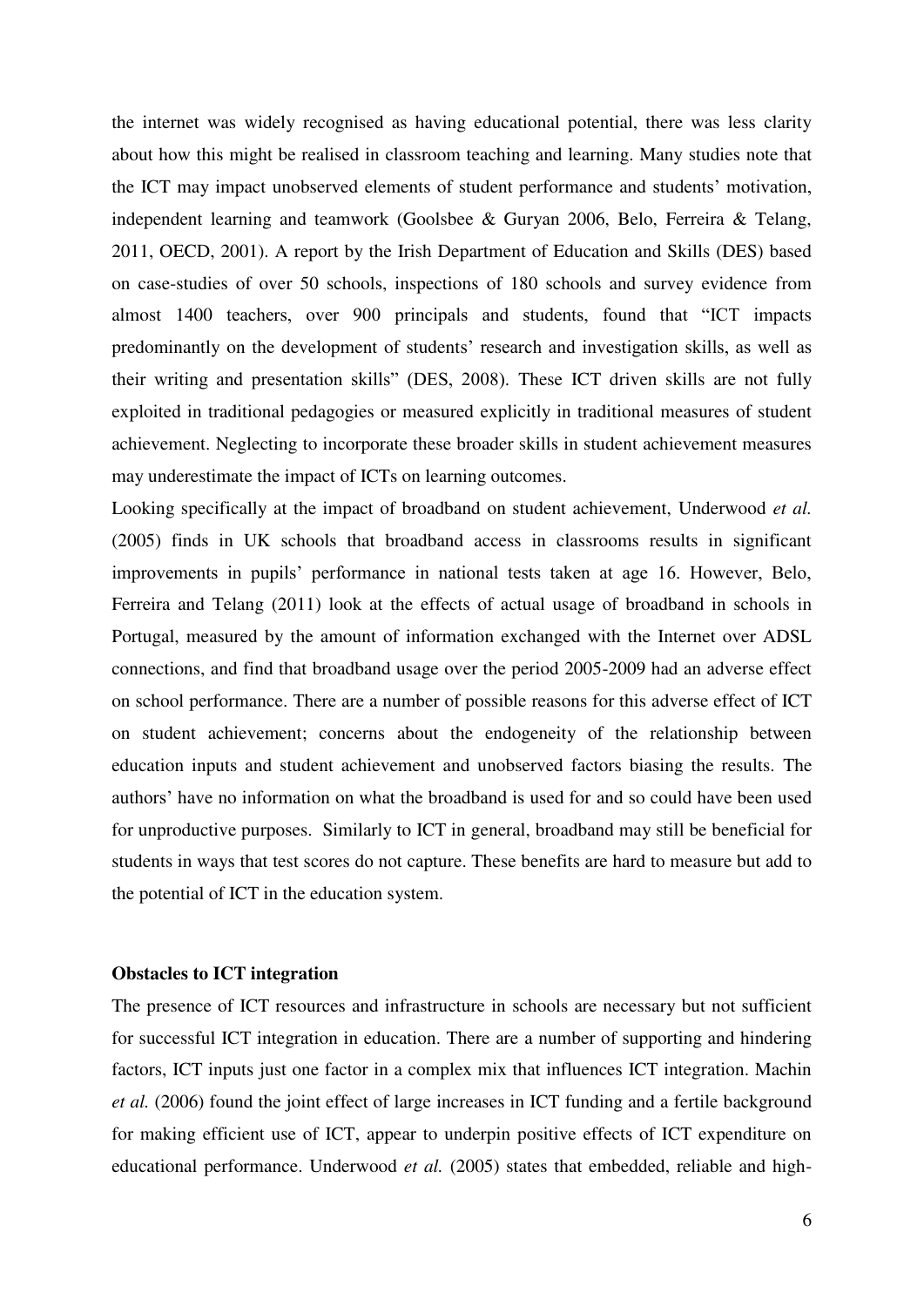the internet was widely recognised as having educational potential, there was less clarity about how this might be realised in classroom teaching and learning. Many studies note that the ICT may impact unobserved elements of student performance and students' motivation, independent learning and teamwork (Goolsbee & Guryan 2006, Belo, Ferreira & Telang, 2011, OECD, 2001). A report by the Irish Department of Education and Skills (DES) based on case-studies of over 50 schools, inspections of 180 schools and survey evidence from almost 1400 teachers, over 900 principals and students, found that "ICT impacts predominantly on the development of students' research and investigation skills, as well as their writing and presentation skills" (DES, 2008). These ICT driven skills are not fully exploited in traditional pedagogies or measured explicitly in traditional measures of student achievement. Neglecting to incorporate these broader skills in student achievement measures may underestimate the impact of ICTs on learning outcomes.

Looking specifically at the impact of broadband on student achievement, Underwood *et al.* (2005) finds in UK schools that broadband access in classrooms results in significant improvements in pupils' performance in national tests taken at age 16. However, Belo, Ferreira and Telang (2011) look at the effects of actual usage of broadband in schools in Portugal, measured by the amount of information exchanged with the Internet over ADSL connections, and find that broadband usage over the period 2005-2009 had an adverse effect on school performance. There are a number of possible reasons for this adverse effect of ICT on student achievement; concerns about the endogeneity of the relationship between education inputs and student achievement and unobserved factors biasing the results. The authors' have no information on what the broadband is used for and so could have been used for unproductive purposes. Similarly to ICT in general, broadband may still be beneficial for students in ways that test scores do not capture. These benefits are hard to measure but add to the potential of ICT in the education system.

**Obstacles to ICT integration**

The presence of ICT resources and infrastructure in schools are necessary but not sufficient for successful ICT integration in education. There are a number of supporting and hindering factors, ICT inputs just one factor in a complex mix that influences ICT integration. Machin *et al.* (2006) found the joint effect of large increases in ICT funding and a fertile background for making efficient use of ICT, appear to underpin positive effects of ICT expenditure on educational performance. Underwood *et al.* (2005) states that embedded, reliable and high-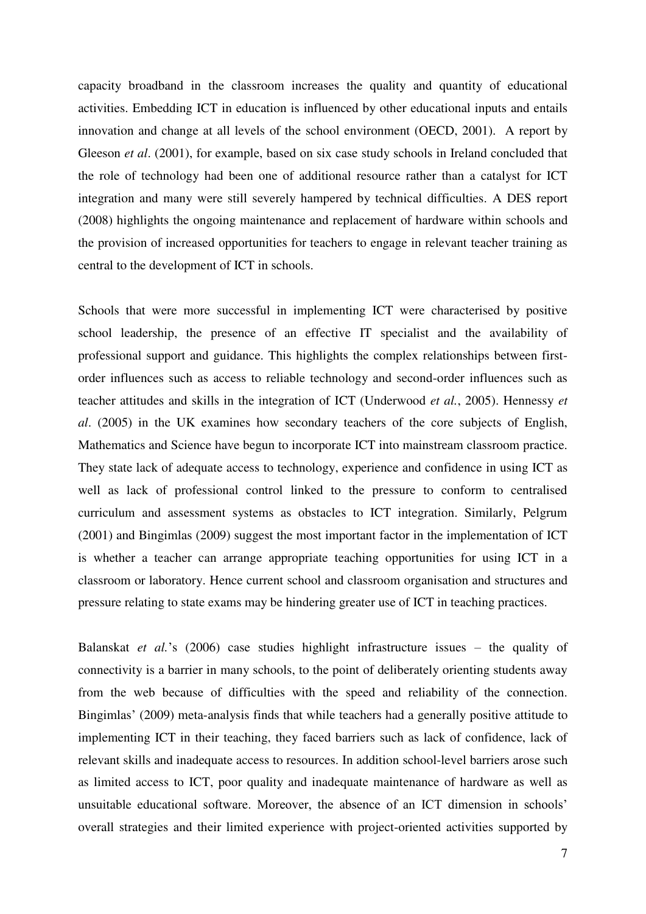capacity broadband in the classroom increases the quality and quantity of educational activities. Embedding ICT in education is influenced by other educational inputs and entails innovation and change at all levels of the school environment (OECD, 2001). A report by Gleeson *et al*. (2001), for example, based on six case study schools in Ireland concluded that the role of technology had been one of additional resource rather than a catalyst for ICT integration and many were still severely hampered by technical difficulties. A DES report (2008) highlights the ongoing maintenance and replacement of hardware within schools and the provision of increased opportunities for teachers to engage in relevant teacher training as central to the development of ICT in schools.

Schools that were more successful in implementing ICT were characterised by positive school leadership, the presence of an effective IT specialist and the availability of professional support and guidance. This highlights the complex relationships between first-order influences such as access to reliable technology and second-order influences such as teacher attitudes and skills in the integration of ICT (Underwood *et al.*, 2005). Hennessy *et al*. (2005) in the UK examines how secondary teachers of the core subjects of English, Mathematics and Science have begun to incorporate ICT into mainstream classroom practice. They state lack of adequate access to technology, experience and confidence in using ICT as well as lack of professional control linked to the pressure to conform to centralised curriculum and assessment systems as obstacles to ICT integration. Similarly, Pelgrum (2001) and Bingimlas (2009) suggest the most important factor in the implementation of ICT is whether a teacher can arrange appropriate teaching opportunities for using ICT in a classroom or laboratory. Hence current school and classroom organisation and structures and pressure relating to state exams may be hindering greater use of ICT in teaching practices.

Balanskat *et al.*'s (2006) case studies highlight infrastructure issues – the quality of connectivity is a barrier in many schools, to the point of deliberately orienting students away from the web because of difficulties with the speed and reliability of the connection. Bingimlas' (2009) meta-analysis finds that while teachers had a generally positive attitude to implementing ICT in their teaching, they faced barriers such as lack of confidence, lack of relevant skills and inadequate access to resources. In addition school-level barriers arose such as limited access to ICT, poor quality and inadequate maintenance of hardware as well as unsuitable educational software. Moreover, the absence of an ICT dimension in schools' overall strategies and their limited experience with project-oriented activities supported by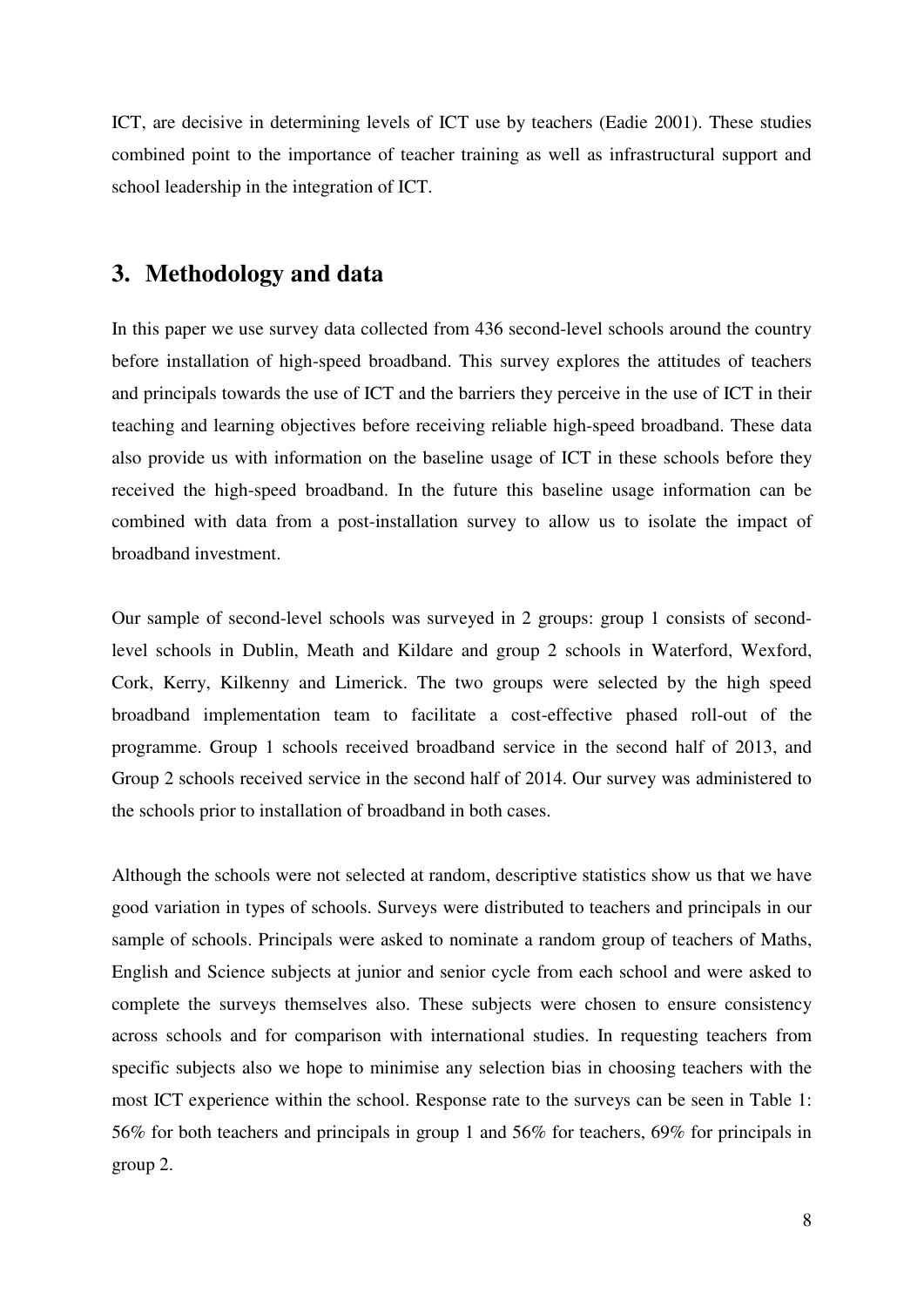ICT, are decisive in determining levels of ICT use by teachers (Eadie 2001). These studies combined point to the importance of teacher training as well as infrastructural support and school leadership in the integration of ICT.

## 3. Methodology and data

In this paper we use survey data collected from 436 second-level schools around the country before installation of high-speed broadband. This survey explores the attitudes of teachers and principals towards the use of ICT and the barriers they perceive in the use of ICT in their teaching and learning objectives before receiving reliable high-speed broadband. These data also provide us with information on the baseline usage of ICT in these schools before they received the high-speed broadband. In the future this baseline usage information can be combined with data from a post-installation survey to allow us to isolate the impact of broadband investment.

Our sample of second-level schools was surveyed in 2 groups: group 1 consists of second-level schools in Dublin, Meath and Kildare and group 2 schools in Waterford, Wexford, Cork, Kerry, Kilkenny and Limerick. The two groups were selected by the high speed broadband implementation team to facilitate a cost-effective phased roll-out of the programme. Group 1 schools received broadband service in the second half of 2013, and Group 2 schools received service in the second half of 2014. Our survey was administered to the schools prior to installation of broadband in both cases.

Although the schools were not selected at random, descriptive statistics show us that we have good variation in types of schools. Surveys were distributed to teachers and principals in our sample of schools. Principals were asked to nominate a random group of teachers of Maths, English and Science subjects at junior and senior cycle from each school and were asked to complete the surveys themselves also. These subjects were chosen to ensure consistency across schools and for comparison with international studies. In requesting teachers from specific subjects also we hope to minimise any selection bias in choosing teachers with the most ICT experience within the school. Response rate to the surveys can be seen in Table 1: 56% for both teachers and principals in group 1 and 56% for teachers, 69% for principals in group 2.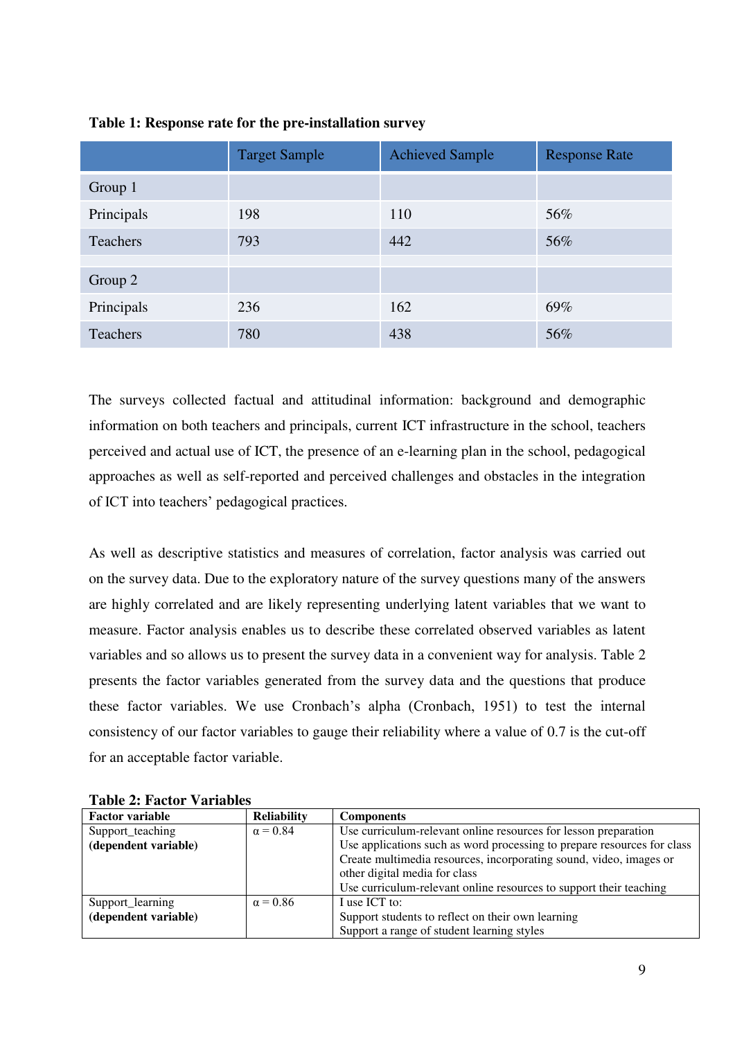**Table 1: Response rate for the pre-installation survey**

| | Target Sample | Achieved Sample | Response Rate |
|---|---|---|---|
| Group 1 | | | |
| Principals | 198 | 110 | 56% |
| Teachers | 793 | 442 | 56% |
| | | | |
| Group 2 | | | |
| Principals | 236 | 162 | 69% |
| Teachers | 780 | 438 | 56% |

The surveys collected factual and attitudinal information: background and demographic information on both teachers and principals, current ICT infrastructure in the school, teachers perceived and actual use of ICT, the presence of an e-learning plan in the school, pedagogical approaches as well as self-reported and perceived challenges and obstacles in the integration of ICT into teachers' pedagogical practices.

As well as descriptive statistics and measures of correlation, factor analysis was carried out on the survey data. Due to the exploratory nature of the survey questions many of the answers are highly correlated and are likely representing underlying latent variables that we want to measure. Factor analysis enables us to describe these correlated observed variables as latent variables and so allows us to present the survey data in a convenient way for analysis. Table 2 presents the factor variables generated from the survey data and the questions that produce these factor variables. We use Cronbach's alpha (Cronbach, 1951) to test the internal consistency of our factor variables to gauge their reliability where a value of 0.7 is the cut-off for an acceptable factor variable.

**Table 2: Factor Variables**

| **Factor variable** | **Reliability** | **Components** |
|---|---|---|
| Support_teaching **(dependent variable)** | $\alpha = 0.84$ | Use curriculum-relevant online resources for lesson preparation<br>Use applications such as word processing to prepare resources for class<br>Create multimedia resources, incorporating sound, video, images or other digital media for class<br>Use curriculum-relevant online resources to support their teaching |
| Support_learning **(dependent variable)** | $\alpha = 0.86$ | I use ICT to:<br>Support students to reflect on their own learning<br>Support a range of student learning styles |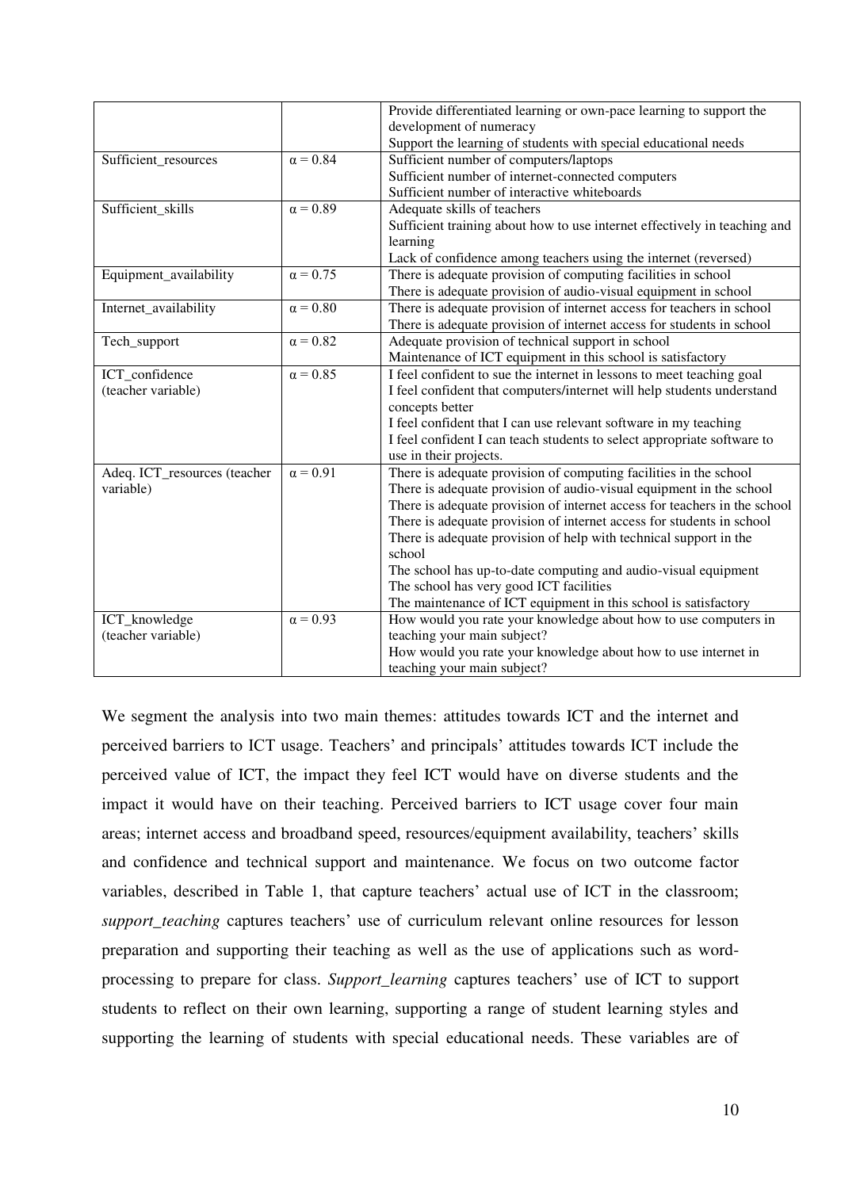| | | |
|---|---|---|
| | | Provide differentiated learning or own-pace learning to support the development of numeracy<br>Support the learning of students with special educational needs |
| Sufficient_resources | $\alpha = 0.84$ | Sufficient number of computers/laptops<br>Sufficient number of internet-connected computers<br>Sufficient number of interactive whiteboards |
| Sufficient_skills | $\alpha = 0.89$ | Adequate skills of teachers<br>Sufficient training about how to use internet effectively in teaching and learning<br>Lack of confidence among teachers using the internet (reversed) |
| Equipment_availability | $\alpha = 0.75$ | There is adequate provision of computing facilities in school<br>There is adequate provision of audio-visual equipment in school |
| Internet_availability | $\alpha = 0.80$ | There is adequate provision of internet access for teachers in school<br>There is adequate provision of internet access for students in school |
| Tech_support | $\alpha = 0.82$ | Adequate provision of technical support in school<br>Maintenance of ICT equipment in this school is satisfactory |
| ICT_confidence (teacher variable) | $\alpha = 0.85$ | I feel confident to sue the internet in lessons to meet teaching goal<br>I feel confident that computers/internet will help students understand concepts better<br>I feel confident that I can use relevant software in my teaching<br>I feel confident I can teach students to select appropriate software to use in their projects. |
| Adeq. ICT_resources (teacher variable) | $\alpha = 0.91$ | There is adequate provision of computing facilities in the school<br>There is adequate provision of audio-visual equipment in the school<br>There is adequate provision of internet access for teachers in the school<br>There is adequate provision of internet access for students in school<br>There is adequate provision of help with technical support in the school<br>The school has up-to-date computing and audio-visual equipment<br>The school has very good ICT facilities<br>The maintenance of ICT equipment in this school is satisfactory |
| ICT_knowledge (teacher variable) | $\alpha = 0.93$ | How would you rate your knowledge about how to use computers in teaching your main subject?<br>How would you rate your knowledge about how to use internet in teaching your main subject? |

We segment the analysis into two main themes: attitudes towards ICT and the internet and perceived barriers to ICT usage. Teachers' and principals' attitudes towards ICT include the perceived value of ICT, the impact they feel ICT would have on diverse students and the impact it would have on their teaching. Perceived barriers to ICT usage cover four main areas; internet access and broadband speed, resources/equipment availability, teachers' skills and confidence and technical support and maintenance. We focus on two outcome factor variables, described in Table 1, that capture teachers' actual use of ICT in the classroom; *support_teaching* captures teachers' use of curriculum relevant online resources for lesson preparation and supporting their teaching as well as the use of applications such as word-processing to prepare for class. *Support_learning* captures teachers' use of ICT to support students to reflect on their own learning, supporting a range of student learning styles and supporting the learning of students with special educational needs. These variables are of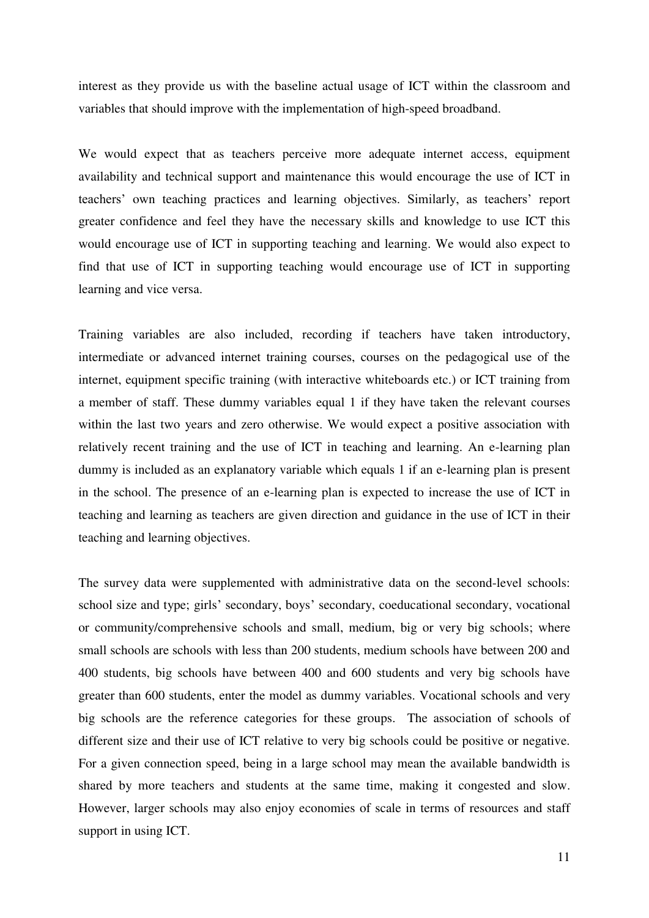interest as they provide us with the baseline actual usage of ICT within the classroom and variables that should improve with the implementation of high-speed broadband.

We would expect that as teachers perceive more adequate internet access, equipment availability and technical support and maintenance this would encourage the use of ICT in teachers' own teaching practices and learning objectives. Similarly, as teachers' report greater confidence and feel they have the necessary skills and knowledge to use ICT this would encourage use of ICT in supporting teaching and learning. We would also expect to find that use of ICT in supporting teaching would encourage use of ICT in supporting learning and vice versa.

Training variables are also included, recording if teachers have taken introductory, intermediate or advanced internet training courses, courses on the pedagogical use of the internet, equipment specific training (with interactive whiteboards etc.) or ICT training from a member of staff. These dummy variables equal 1 if they have taken the relevant courses within the last two years and zero otherwise. We would expect a positive association with relatively recent training and the use of ICT in teaching and learning. An e-learning plan dummy is included as an explanatory variable which equals 1 if an e-learning plan is present in the school. The presence of an e-learning plan is expected to increase the use of ICT in teaching and learning as teachers are given direction and guidance in the use of ICT in their teaching and learning objectives.

The survey data were supplemented with administrative data on the second-level schools: school size and type; girls' secondary, boys' secondary, coeducational secondary, vocational or community/comprehensive schools and small, medium, big or very big schools; where small schools are schools with less than 200 students, medium schools have between 200 and 400 students, big schools have between 400 and 600 students and very big schools have greater than 600 students, enter the model as dummy variables. Vocational schools and very big schools are the reference categories for these groups. The association of schools of different size and their use of ICT relative to very big schools could be positive or negative. For a given connection speed, being in a large school may mean the available bandwidth is shared by more teachers and students at the same time, making it congested and slow. However, larger schools may also enjoy economies of scale in terms of resources and staff support in using ICT.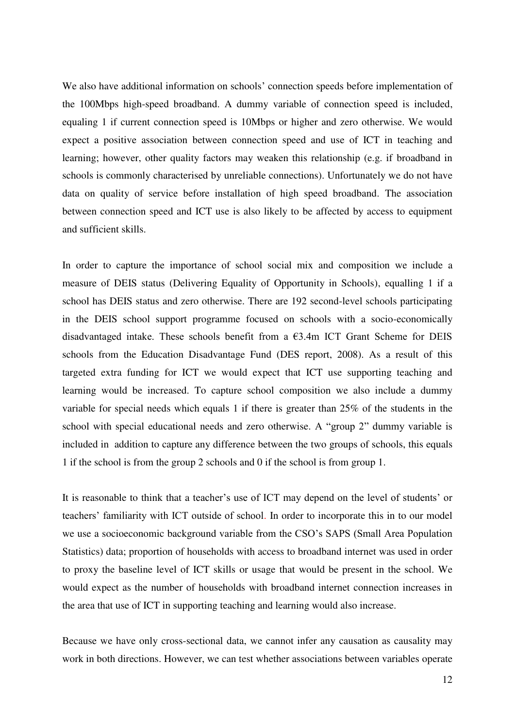We also have additional information on schools' connection speeds before implementation of the 100Mbps high-speed broadband. A dummy variable of connection speed is included, equaling 1 if current connection speed is 10Mbps or higher and zero otherwise. We would expect a positive association between connection speed and use of ICT in teaching and learning; however, other quality factors may weaken this relationship (e.g. if broadband in schools is commonly characterised by unreliable connections). Unfortunately we do not have data on quality of service before installation of high speed broadband. The association between connection speed and ICT use is also likely to be affected by access to equipment and sufficient skills.

In order to capture the importance of school social mix and composition we include a measure of DEIS status (Delivering Equality of Opportunity in Schools), equalling 1 if a school has DEIS status and zero otherwise. There are 192 second-level schools participating in the DEIS school support programme focused on schools with a socio-economically disadvantaged intake. These schools benefit from a €3.4m ICT Grant Scheme for DEIS schools from the Education Disadvantage Fund (DES report, 2008). As a result of this targeted extra funding for ICT we would expect that ICT use supporting teaching and learning would be increased. To capture school composition we also include a dummy variable for special needs which equals 1 if there is greater than 25% of the students in the school with special educational needs and zero otherwise. A "group 2" dummy variable is included in addition to capture any difference between the two groups of schools, this equals 1 if the school is from the group 2 schools and 0 if the school is from group 1.

It is reasonable to think that a teacher's use of ICT may depend on the level of students' or teachers' familiarity with ICT outside of school. In order to incorporate this in to our model we use a socioeconomic background variable from the CSO's SAPS (Small Area Population Statistics) data; proportion of households with access to broadband internet was used in order to proxy the baseline level of ICT skills or usage that would be present in the school. We would expect as the number of households with broadband internet connection increases in the area that use of ICT in supporting teaching and learning would also increase.

Because we have only cross-sectional data, we cannot infer any causation as causality may work in both directions. However, we can test whether associations between variables operate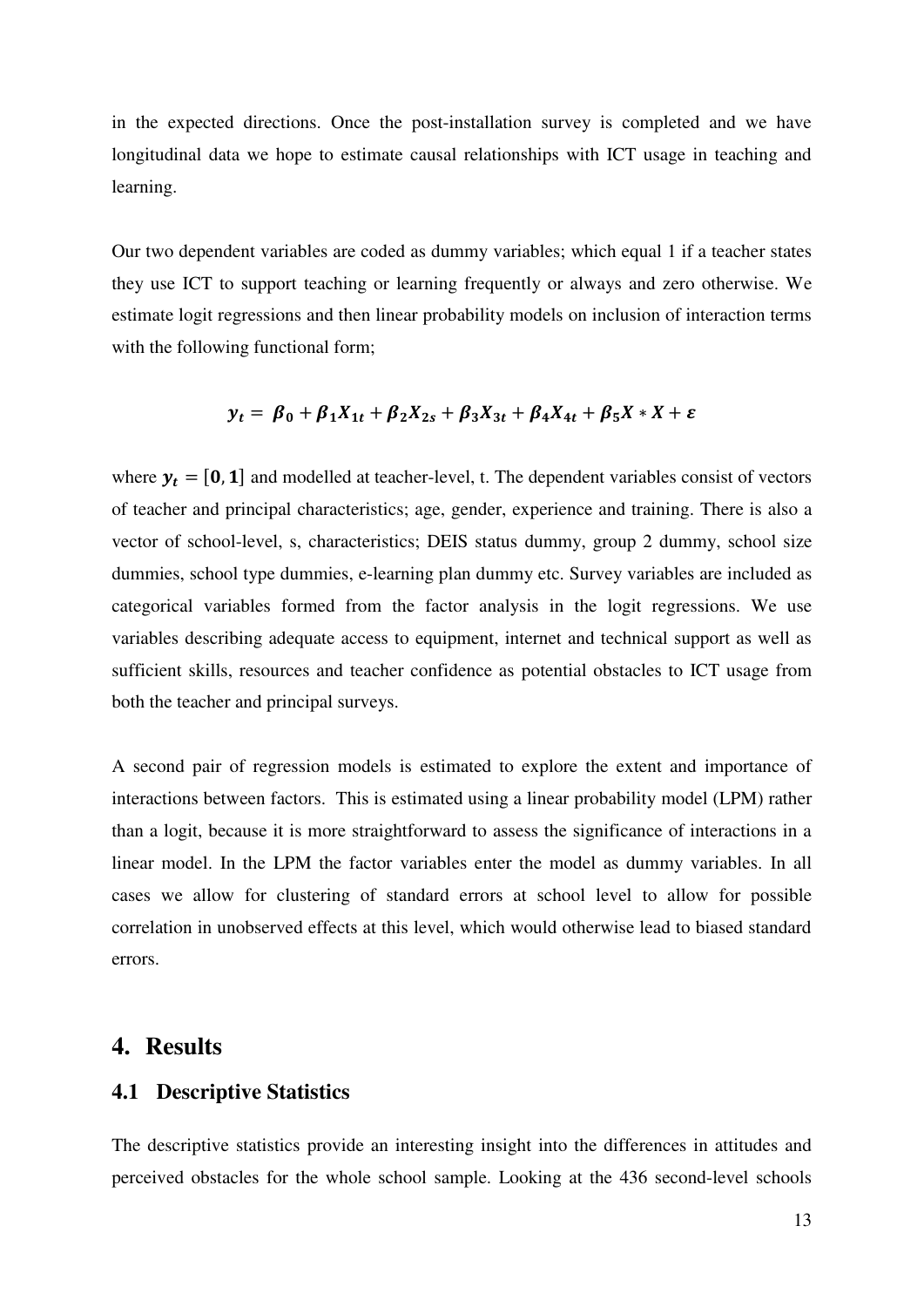in the expected directions. Once the post-installation survey is completed and we have longitudinal data we hope to estimate causal relationships with ICT usage in teaching and learning.

Our two dependent variables are coded as dummy variables; which equal 1 if a teacher states they use ICT to support teaching or learning frequently or always and zero otherwise. We estimate logit regressions and then linear probability models on inclusion of interaction terms with the following functional form;

$$y_t = \beta_0 + \beta_1 X_{1t} + \beta_2 X_{2s} + \beta_3 X_{3t} + \beta_4 X_{4t} + \beta_5 X * X + \varepsilon$$

where $y_t = [0, 1]$ and modelled at teacher-level, t. The dependent variables consist of vectors of teacher and principal characteristics; age, gender, experience and training. There is also a vector of school-level, s, characteristics; DEIS status dummy, group 2 dummy, school size dummies, school type dummies, e-learning plan dummy etc. Survey variables are included as categorical variables formed from the factor analysis in the logit regressions. We use variables describing adequate access to equipment, internet and technical support as well as sufficient skills, resources and teacher confidence as potential obstacles to ICT usage from both the teacher and principal surveys.

A second pair of regression models is estimated to explore the extent and importance of interactions between factors. This is estimated using a linear probability model (LPM) rather than a logit, because it is more straightforward to assess the significance of interactions in a linear model. In the LPM the factor variables enter the model as dummy variables. In all cases we allow for clustering of standard errors at school level to allow for possible correlation in unobserved effects at this level, which would otherwise lead to biased standard errors.

# 4. Results

## 4.1 Descriptive Statistics

The descriptive statistics provide an interesting insight into the differences in attitudes and perceived obstacles for the whole school sample. Looking at the 436 second-level schools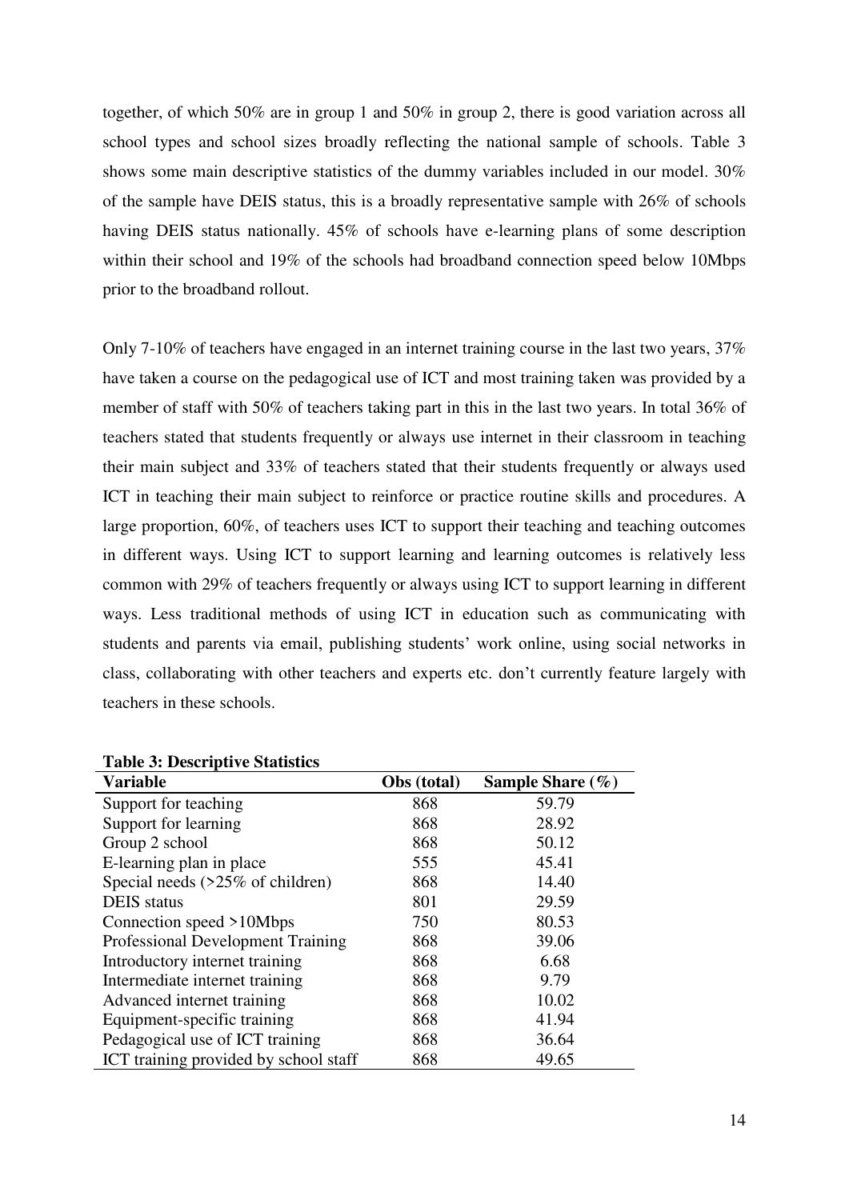together, of which 50% are in group 1 and 50% in group 2, there is good variation across all school types and school sizes broadly reflecting the national sample of schools. Table 3 shows some main descriptive statistics of the dummy variables included in our model. 30% of the sample have DEIS status, this is a broadly representative sample with 26% of schools having DEIS status nationally. 45% of schools have e-learning plans of some description within their school and 19% of the schools had broadband connection speed below 10Mbps prior to the broadband rollout.

Only 7-10% of teachers have engaged in an internet training course in the last two years, 37% have taken a course on the pedagogical use of ICT and most training taken was provided by a member of staff with 50% of teachers taking part in this in the last two years. In total 36% of teachers stated that students frequently or always use internet in their classroom in teaching their main subject and 33% of teachers stated that their students frequently or always used ICT in teaching their main subject to reinforce or practice routine skills and procedures. A large proportion, 60%, of teachers uses ICT to support their teaching and teaching outcomes in different ways. Using ICT to support learning and learning outcomes is relatively less common with 29% of teachers frequently or always using ICT to support learning in different ways. Less traditional methods of using ICT in education such as communicating with students and parents via email, publishing students' work online, using social networks in class, collaborating with other teachers and experts etc. don't currently feature largely with teachers in these schools.

**Table 3: Descriptive Statistics**

| Variable | Obs (total) | Sample Share (%) |
|---|---|---|
| Support for teaching | 868 | 59.79 |
| Support for learning | 868 | 28.92 |
| Group 2 school | 868 | 50.12 |
| E-learning plan in place | 555 | 45.41 |
| Special needs (>25% of children) | 868 | 14.40 |
| DEIS status | 801 | 29.59 |
| Connection speed >10Mbps | 750 | 80.53 |
| Professional Development Training | 868 | 39.06 |
| Introductory internet training | 868 | 6.68 |
| Intermediate internet training | 868 | 9.79 |
| Advanced internet training | 868 | 10.02 |
| Equipment-specific training | 868 | 41.94 |
| Pedagogical use of ICT training | 868 | 36.64 |
| ICT training provided by school staff | 868 | 49.65 |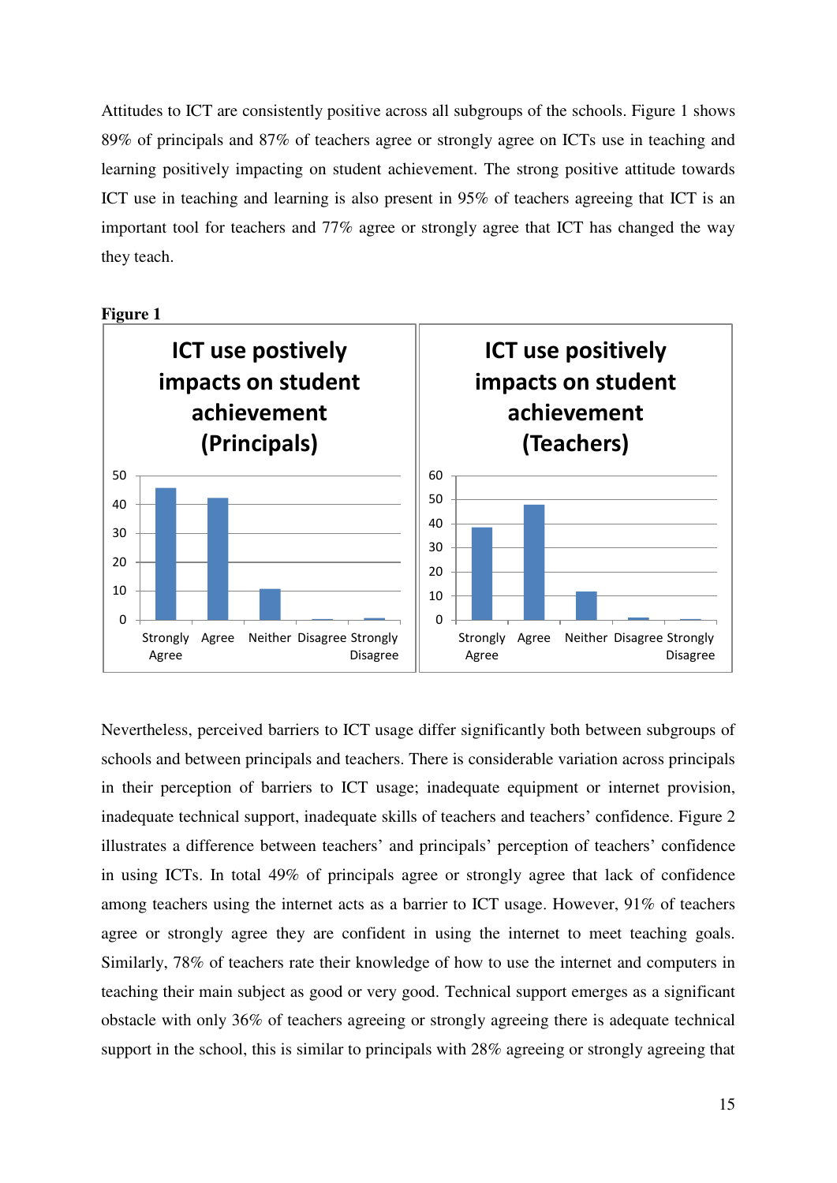Attitudes to ICT are consistently positive across all subgroups of the schools. Figure 1 shows 89% of principals and 87% of teachers agree or strongly agree on ICTs use in teaching and learning positively impacting on student achievement. The strong positive attitude towards ICT use in teaching and learning is also present in 95% of teachers agreeing that ICT is an important tool for teachers and 77% agree or strongly agree that ICT has changed the way they teach.

**Figure 1**

Nevertheless, perceived barriers to ICT usage differ significantly both between subgroups of schools and between principals and teachers. There is considerable variation across principals in their perception of barriers to ICT usage; inadequate equipment or internet provision, inadequate technical support, inadequate skills of teachers and teachers' confidence. Figure 2 illustrates a difference between teachers' and principals' perception of teachers' confidence in using ICTs. In total 49% of principals agree or strongly agree that lack of confidence among teachers using the internet acts as a barrier to ICT usage. However, 91% of teachers agree or strongly agree they are confident in using the internet to meet teaching goals. Similarly, 78% of teachers rate their knowledge of how to use the internet and computers in teaching their main subject as good or very good. Technical support emerges as a significant obstacle with only 36% of teachers agreeing or strongly agreeing there is adequate technical support in the school, this is similar to principals with 28% agreeing or strongly agreeing that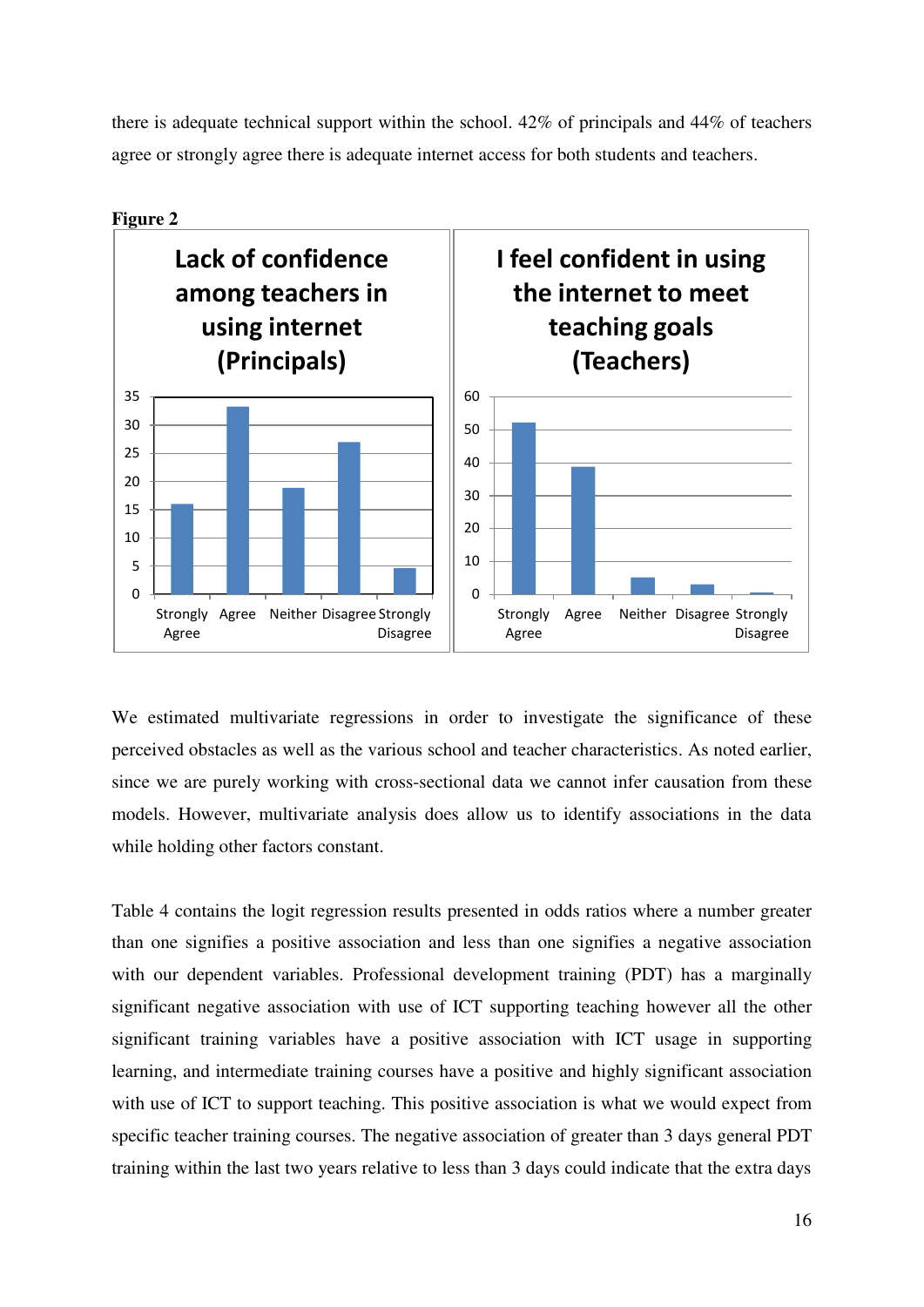there is adequate technical support within the school. 42% of principals and 44% of teachers agree or strongly agree there is adequate internet access for both students and teachers.

**Figure 2**

We estimated multivariate regressions in order to investigate the significance of these perceived obstacles as well as the various school and teacher characteristics. As noted earlier, since we are purely working with cross-sectional data we cannot infer causation from these models. However, multivariate analysis does allow us to identify associations in the data while holding other factors constant.

Table 4 contains the logit regression results presented in odds ratios where a number greater than one signifies a positive association and less than one signifies a negative association with our dependent variables. Professional development training (PDT) has a marginally significant negative association with use of ICT supporting teaching however all the other significant training variables have a positive association with ICT usage in supporting learning, and intermediate training courses have a positive and highly significant association with use of ICT to support teaching. This positive association is what we would expect from specific teacher training courses. The negative association of greater than 3 days general PDT training within the last two years relative to less than 3 days could indicate that the extra days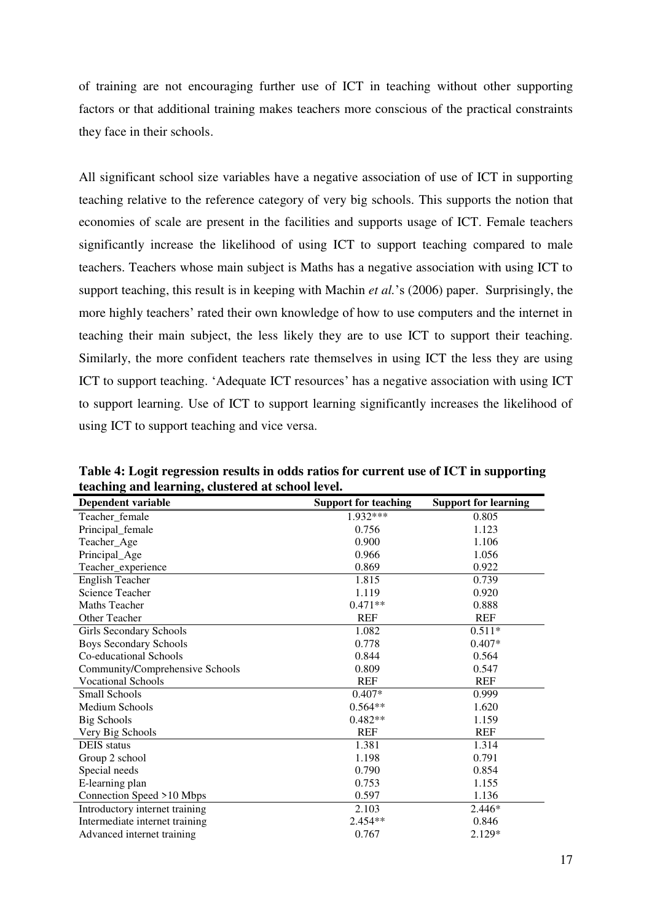of training are not encouraging further use of ICT in teaching without other supporting factors or that additional training makes teachers more conscious of the practical constraints they face in their schools.

All significant school size variables have a negative association of use of ICT in supporting teaching relative to the reference category of very big schools. This supports the notion that economies of scale are present in the facilities and supports usage of ICT. Female teachers significantly increase the likelihood of using ICT to support teaching compared to male teachers. Teachers whose main subject is Maths has a negative association with using ICT to support teaching, this result is in keeping with Machin *et al.*'s (2006) paper. Surprisingly, the more highly teachers' rated their own knowledge of how to use computers and the internet in teaching their main subject, the less likely they are to use ICT to support their teaching. Similarly, the more confident teachers rate themselves in using ICT the less they are using ICT to support teaching. 'Adequate ICT resources' has a negative association with using ICT to support learning. Use of ICT to support learning significantly increases the likelihood of using ICT to support teaching and vice versa.

**Table 4: Logit regression results in odds ratios for current use of ICT in supporting teaching and learning, clustered at school level.**

| Dependent variable | Support for teaching | Support for learning |
|---|---|---|
| Teacher_female | 1.932*** | 0.805 |
| Principal_female | 0.756 | 1.123 |
| Teacher_Age | 0.900 | 1.106 |
| Principal_Age | 0.966 | 1.056 |
| Teacher_experience | 0.869 | 0.922 |
| English Teacher | 1.815 | 0.739 |
| Science Teacher | 1.119 | 0.920 |
| Maths Teacher | 0.471** | 0.888 |
| Other Teacher | REF | REF |
| Girls Secondary Schools | 1.082 | 0.511* |
| Boys Secondary Schools | 0.778 | 0.407* |
| Co-educational Schools | 0.844 | 0.564 |
| Community/Comprehensive Schools | 0.809 | 0.547 |
| Vocational Schools | REF | REF |
| Small Schools | 0.407* | 0.999 |
| Medium Schools | 0.564** | 1.620 |
| Big Schools | 0.482** | 1.159 |
| Very Big Schools | REF | REF |
| DEIS status | 1.381 | 1.314 |
| Group 2 school | 1.198 | 0.791 |
| Special needs | 0.790 | 0.854 |
| E-learning plan | 0.753 | 1.155 |
| Connection Speed >10 Mbps | 0.597 | 1.136 |
| Introductory internet training | 2.103 | 2.446* |
| Intermediate internet training | 2.454** | 0.846 |
| Advanced internet training | 0.767 | 2.129* |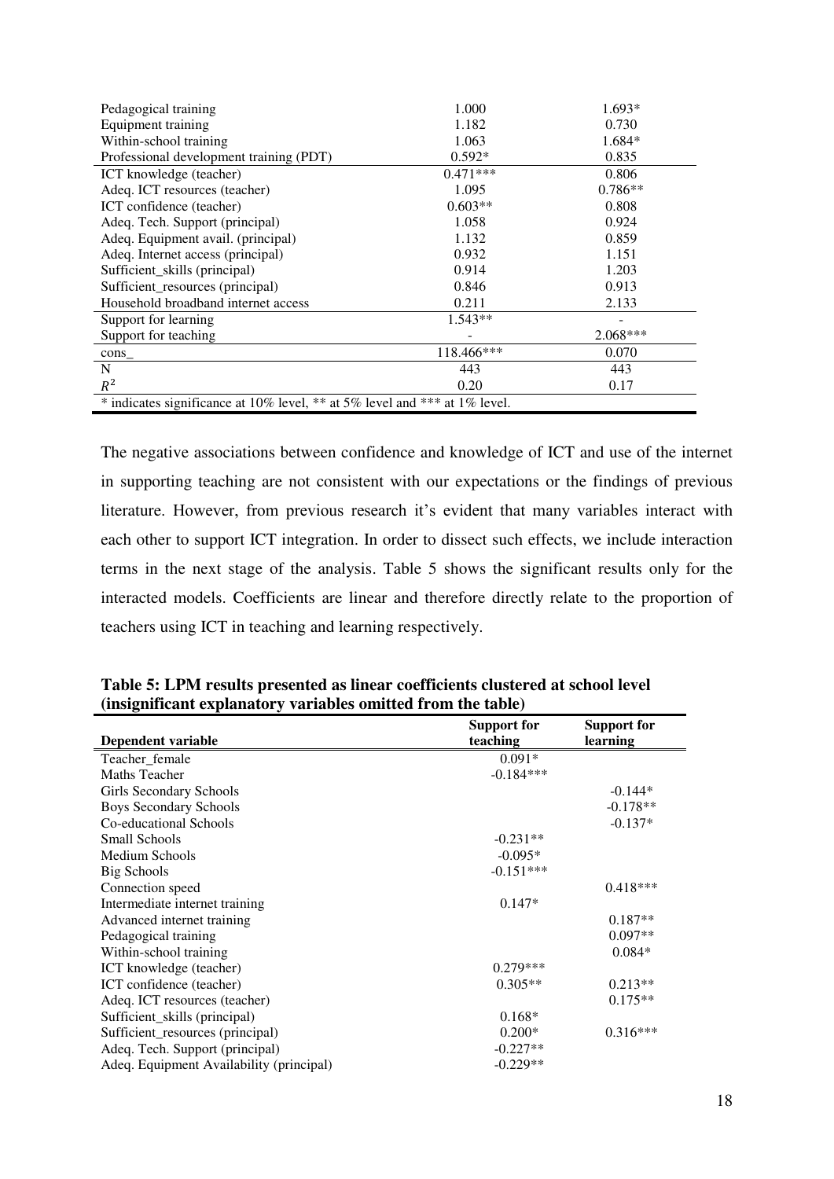| | | |
|---|---|---|
| Pedagogical training | 1.000 | 1.693* |
| Equipment training | 1.182 | 0.730 |
| Within-school training | 1.063 | 1.684* |
| Professional development training (PDT) | 0.592* | 0.835 |
| ICT knowledge (teacher) | 0.471*** | 0.806 |
| Adeq. ICT resources (teacher) | 1.095 | 0.786** |
| ICT confidence (teacher) | 0.603** | 0.808 |
| Adeq. Tech. Support (principal) | 1.058 | 0.924 |
| Adeq. Equipment avail. (principal) | 1.132 | 0.859 |
| Adeq. Internet access (principal) | 0.932 | 1.151 |
| Sufficient_skills (principal) | 0.914 | 1.203 |
| Sufficient_resources (principal) | 0.846 | 0.913 |
| Household broadband internet access | 0.211 | 2.133 |
| Support for learning | 1.543** | - |
| Support for teaching | - | 2.068*** |
| cons_ | 118.466*** | 0.070 |
| N | 443 | 443 |
| $R^2$ | 0.20 | 0.17 |

\* indicates significance at 10% level, ** at 5% level and *** at 1% level.

The negative associations between confidence and knowledge of ICT and use of the internet in supporting teaching are not consistent with our expectations or the findings of previous literature. However, from previous research it's evident that many variables interact with each other to support ICT integration. In order to dissect such effects, we include interaction terms in the next stage of the analysis. Table 5 shows the significant results only for the interacted models. Coefficients are linear and therefore directly relate to the proportion of teachers using ICT in teaching and learning respectively.

**Table 5: LPM results presented as linear coefficients clustered at school level (insignificant explanatory variables omitted from the table)**

| Dependent variable | Support for teaching | Support for learning |
|---|---|---|
| Teacher_female | 0.091* | |
| Maths Teacher | -0.184*** | |
| Girls Secondary Schools | | -0.144* |
| Boys Secondary Schools | | -0.178** |
| Co-educational Schools | | -0.137* |
| Small Schools | -0.231** | |
| Medium Schools | -0.095* | |
| Big Schools | -0.151*** | |
| Connection speed | | 0.418*** |
| Intermediate internet training | 0.147* | |
| Advanced internet training | | 0.187** |
| Pedagogical training | | 0.097** |
| Within-school training | | 0.084* |
| ICT knowledge (teacher) | 0.279*** | |
| ICT confidence (teacher) | 0.305** | 0.213** |
| Adeq. ICT resources (teacher) | | 0.175** |
| Sufficient_skills (principal) | 0.168* | |
| Sufficient_resources (principal) | 0.200* | 0.316*** |
| Adeq. Tech. Support (principal) | -0.227** | |
| Adeq. Equipment Availability (principal) | -0.229** | |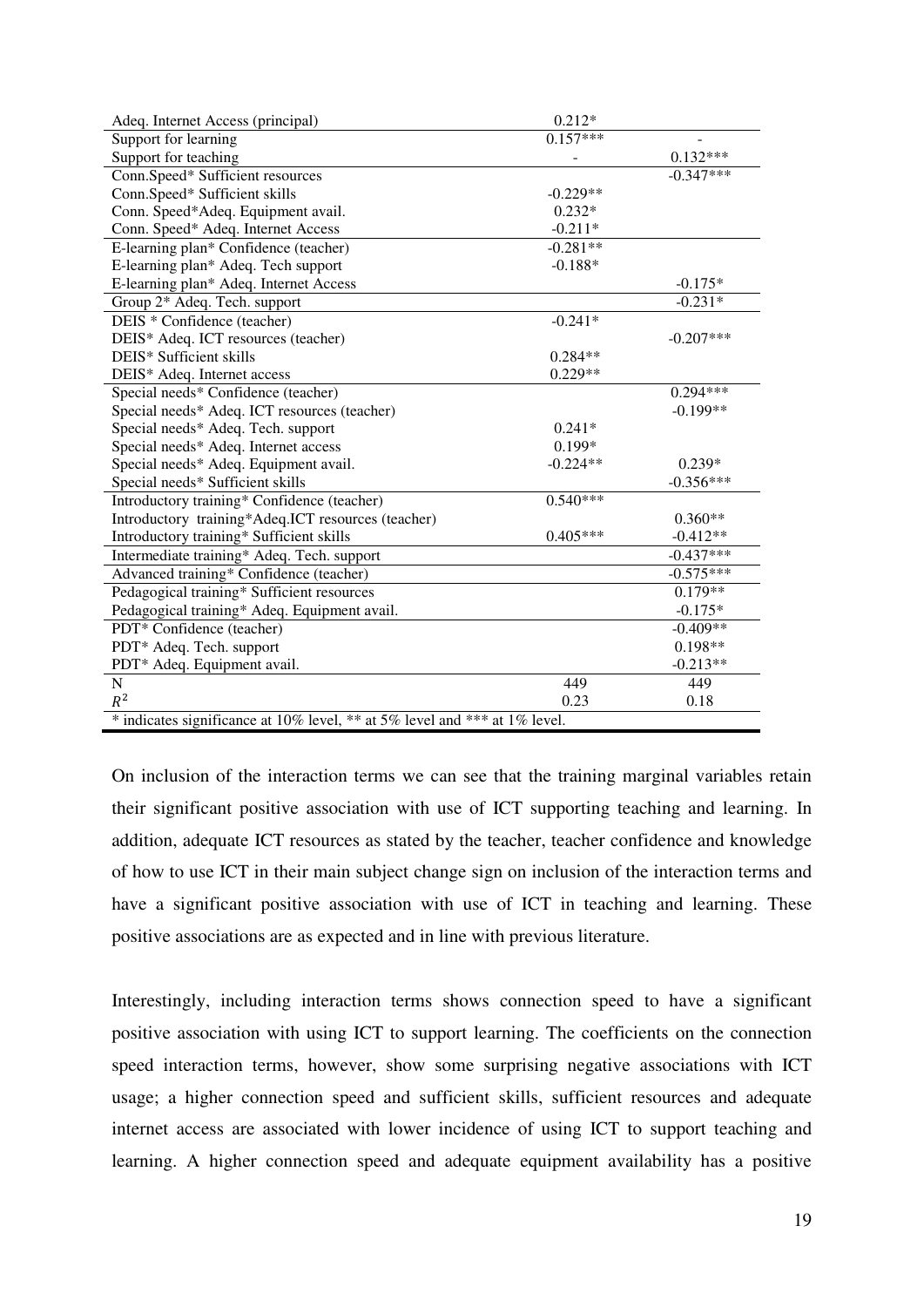| | | |
|---|---|---|
| Adeq. Internet Access (principal) | 0.212* | |
| Support for learning | 0.157*** | - |
| Support for teaching | - | 0.132*** |
| Conn.Speed* Sufficient resources | | -0.347*** |
| Conn.Speed* Sufficient skills | -0.229** | |
| Conn. Speed*Adeq. Equipment avail. | 0.232* | |
| Conn. Speed* Adeq. Internet Access | -0.211* | |
| E-learning plan* Confidence (teacher) | -0.281** | |
| E-learning plan* Adeq. Tech support | -0.188* | |
| E-learning plan* Adeq. Internet Access | | -0.175* |
| Group 2* Adeq. Tech. support | | -0.231* |
| DEIS * Confidence (teacher) | -0.241* | |
| DEIS* Adeq. ICT resources (teacher) | | -0.207*** |
| DEIS* Sufficient skills | 0.284** | |
| DEIS* Adeq. Internet access | 0.229** | |
| Special needs* Confidence (teacher) | | 0.294*** |
| Special needs* Adeq. ICT resources (teacher) | | -0.199** |
| Special needs* Adeq. Tech. support | 0.241* | |
| Special needs* Adeq. Internet access | 0.199* | |
| Special needs* Adeq. Equipment avail. | -0.224** | 0.239* |
| Special needs* Sufficient skills | | -0.356*** |
| Introductory training* Confidence (teacher) | 0.540*** | |
| Introductory training*Adeq.ICT resources (teacher) | | 0.360** |
| Introductory training* Sufficient skills | 0.405*** | -0.412** |
| Intermediate training* Adeq. Tech. support | | -0.437*** |
| Advanced training* Confidence (teacher) | | -0.575*** |
| Pedagogical training* Sufficient resources | | 0.179** |
| Pedagogical training* Adeq. Equipment avail. | | -0.175* |
| PDT* Confidence (teacher) | | -0.409** |
| PDT* Adeq. Tech. support | | 0.198** |
| PDT* Adeq. Equipment avail. | | -0.213** |
| N | 449 | 449 |
| $R^2$ | 0.23 | 0.18 |

* indicates significance at 10% level, ** at 5% level and *** at 1% level.

On inclusion of the interaction terms we can see that the training marginal variables retain their significant positive association with use of ICT supporting teaching and learning. In addition, adequate ICT resources as stated by the teacher, teacher confidence and knowledge of how to use ICT in their main subject change sign on inclusion of the interaction terms and have a significant positive association with use of ICT in teaching and learning. These positive associations are as expected and in line with previous literature.

Interestingly, including interaction terms shows connection speed to have a significant positive association with using ICT to support learning. The coefficients on the connection speed interaction terms, however, show some surprising negative associations with ICT usage; a higher connection speed and sufficient skills, sufficient resources and adequate internet access are associated with lower incidence of using ICT to support teaching and learning. A higher connection speed and adequate equipment availability has a positive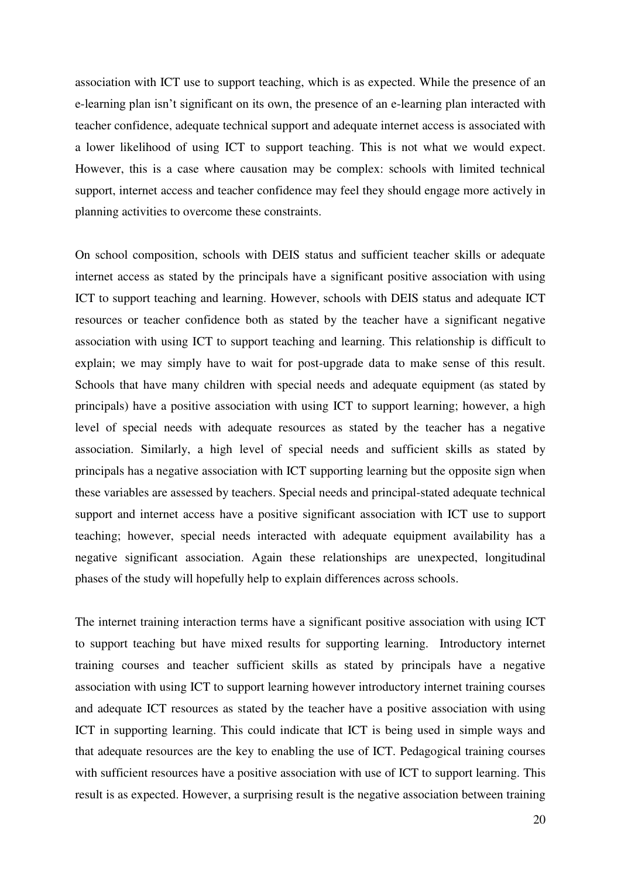association with ICT use to support teaching, which is as expected. While the presence of an e-learning plan isn't significant on its own, the presence of an e-learning plan interacted with teacher confidence, adequate technical support and adequate internet access is associated with a lower likelihood of using ICT to support teaching. This is not what we would expect. However, this is a case where causation may be complex: schools with limited technical support, internet access and teacher confidence may feel they should engage more actively in planning activities to overcome these constraints.

On school composition, schools with DEIS status and sufficient teacher skills or adequate internet access as stated by the principals have a significant positive association with using ICT to support teaching and learning. However, schools with DEIS status and adequate ICT resources or teacher confidence both as stated by the teacher have a significant negative association with using ICT to support teaching and learning. This relationship is difficult to explain; we may simply have to wait for post-upgrade data to make sense of this result. Schools that have many children with special needs and adequate equipment (as stated by principals) have a positive association with using ICT to support learning; however, a high level of special needs with adequate resources as stated by the teacher has a negative association. Similarly, a high level of special needs and sufficient skills as stated by principals has a negative association with ICT supporting learning but the opposite sign when these variables are assessed by teachers. Special needs and principal-stated adequate technical support and internet access have a positive significant association with ICT use to support teaching; however, special needs interacted with adequate equipment availability has a negative significant association. Again these relationships are unexpected, longitudinal phases of the study will hopefully help to explain differences across schools.

The internet training interaction terms have a significant positive association with using ICT to support teaching but have mixed results for supporting learning. Introductory internet training courses and teacher sufficient skills as stated by principals have a negative association with using ICT to support learning however introductory internet training courses and adequate ICT resources as stated by the teacher have a positive association with using ICT in supporting learning. This could indicate that ICT is being used in simple ways and that adequate resources are the key to enabling the use of ICT. Pedagogical training courses with sufficient resources have a positive association with use of ICT to support learning. This result is as expected. However, a surprising result is the negative association between training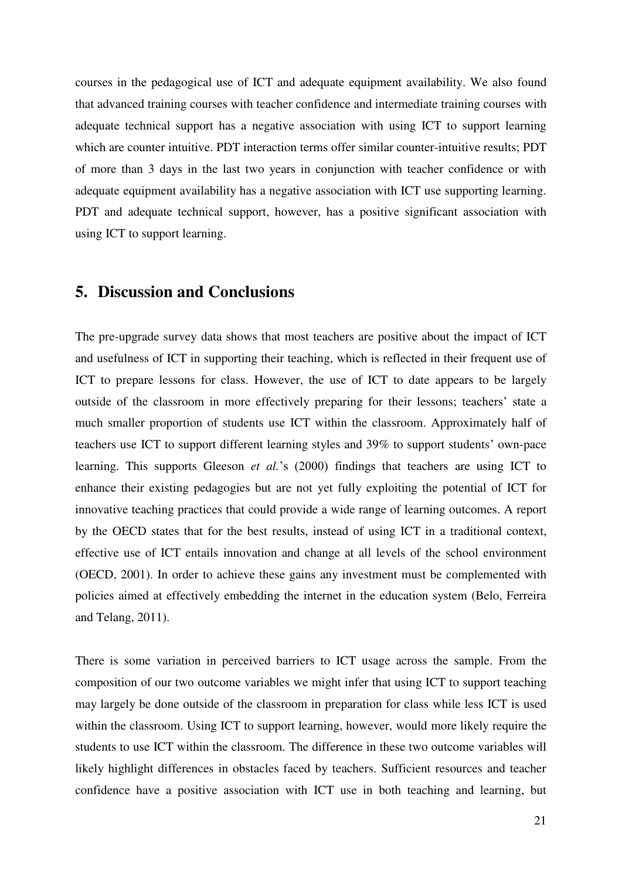courses in the pedagogical use of ICT and adequate equipment availability. We also found that advanced training courses with teacher confidence and intermediate training courses with adequate technical support has a negative association with using ICT to support learning which are counter intuitive. PDT interaction terms offer similar counter-intuitive results; PDT of more than 3 days in the last two years in conjunction with teacher confidence or with adequate equipment availability has a negative association with ICT use supporting learning. PDT and adequate technical support, however, has a positive significant association with using ICT to support learning.

## 5. Discussion and Conclusions

The pre-upgrade survey data shows that most teachers are positive about the impact of ICT and usefulness of ICT in supporting their teaching, which is reflected in their frequent use of ICT to prepare lessons for class. However, the use of ICT to date appears to be largely outside of the classroom in more effectively preparing for their lessons; teachers' state a much smaller proportion of students use ICT within the classroom. Approximately half of teachers use ICT to support different learning styles and 39% to support students' own-pace learning. This supports Gleeson *et al.*'s (2000) findings that teachers are using ICT to enhance their existing pedagogies but are not yet fully exploiting the potential of ICT for innovative teaching practices that could provide a wide range of learning outcomes. A report by the OECD states that for the best results, instead of using ICT in a traditional context, effective use of ICT entails innovation and change at all levels of the school environment (OECD, 2001). In order to achieve these gains any investment must be complemented with policies aimed at effectively embedding the internet in the education system (Belo, Ferreira and Telang, 2011).

There is some variation in perceived barriers to ICT usage across the sample. From the composition of our two outcome variables we might infer that using ICT to support teaching may largely be done outside of the classroom in preparation for class while less ICT is used within the classroom. Using ICT to support learning, however, would more likely require the students to use ICT within the classroom. The difference in these two outcome variables will likely highlight differences in obstacles faced by teachers. Sufficient resources and teacher confidence have a positive association with ICT use in both teaching and learning, but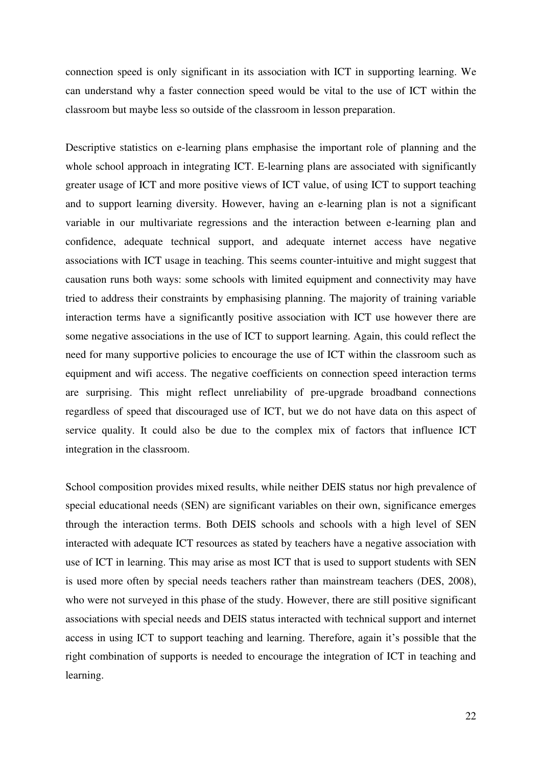connection speed is only significant in its association with ICT in supporting learning. We can understand why a faster connection speed would be vital to the use of ICT within the classroom but maybe less so outside of the classroom in lesson preparation.

Descriptive statistics on e-learning plans emphasise the important role of planning and the whole school approach in integrating ICT. E-learning plans are associated with significantly greater usage of ICT and more positive views of ICT value, of using ICT to support teaching and to support learning diversity. However, having an e-learning plan is not a significant variable in our multivariate regressions and the interaction between e-learning plan and confidence, adequate technical support, and adequate internet access have negative associations with ICT usage in teaching. This seems counter-intuitive and might suggest that causation runs both ways: some schools with limited equipment and connectivity may have tried to address their constraints by emphasising planning. The majority of training variable interaction terms have a significantly positive association with ICT use however there are some negative associations in the use of ICT to support learning. Again, this could reflect the need for many supportive policies to encourage the use of ICT within the classroom such as equipment and wifi access. The negative coefficients on connection speed interaction terms are surprising. This might reflect unreliability of pre-upgrade broadband connections regardless of speed that discouraged use of ICT, but we do not have data on this aspect of service quality. It could also be due to the complex mix of factors that influence ICT integration in the classroom.

School composition provides mixed results, while neither DEIS status nor high prevalence of special educational needs (SEN) are significant variables on their own, significance emerges through the interaction terms. Both DEIS schools and schools with a high level of SEN interacted with adequate ICT resources as stated by teachers have a negative association with use of ICT in learning. This may arise as most ICT that is used to support students with SEN is used more often by special needs teachers rather than mainstream teachers (DES, 2008), who were not surveyed in this phase of the study. However, there are still positive significant associations with special needs and DEIS status interacted with technical support and internet access in using ICT to support teaching and learning. Therefore, again it's possible that the right combination of supports is needed to encourage the integration of ICT in teaching and learning.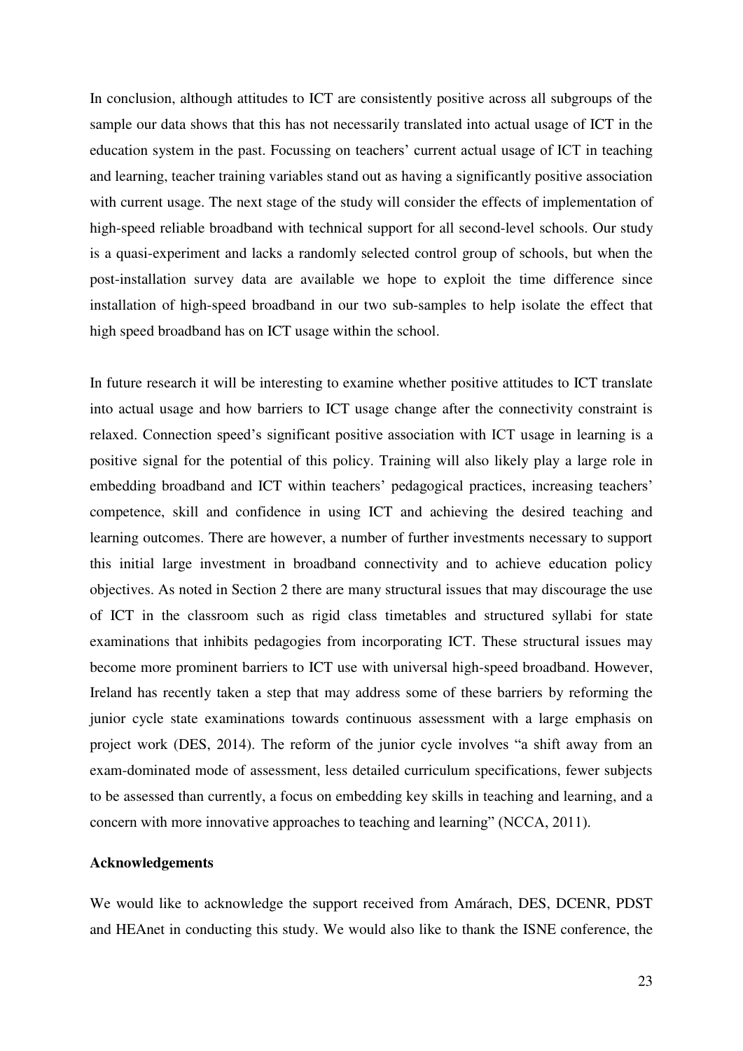In conclusion, although attitudes to ICT are consistently positive across all subgroups of the sample our data shows that this has not necessarily translated into actual usage of ICT in the education system in the past. Focussing on teachers' current actual usage of ICT in teaching and learning, teacher training variables stand out as having a significantly positive association with current usage. The next stage of the study will consider the effects of implementation of high-speed reliable broadband with technical support for all second-level schools. Our study is a quasi-experiment and lacks a randomly selected control group of schools, but when the post-installation survey data are available we hope to exploit the time difference since installation of high-speed broadband in our two sub-samples to help isolate the effect that high speed broadband has on ICT usage within the school.

In future research it will be interesting to examine whether positive attitudes to ICT translate into actual usage and how barriers to ICT usage change after the connectivity constraint is relaxed. Connection speed's significant positive association with ICT usage in learning is a positive signal for the potential of this policy. Training will also likely play a large role in embedding broadband and ICT within teachers' pedagogical practices, increasing teachers' competence, skill and confidence in using ICT and achieving the desired teaching and learning outcomes. There are however, a number of further investments necessary to support this initial large investment in broadband connectivity and to achieve education policy objectives. As noted in Section 2 there are many structural issues that may discourage the use of ICT in the classroom such as rigid class timetables and structured syllabi for state examinations that inhibits pedagogies from incorporating ICT. These structural issues may become more prominent barriers to ICT use with universal high-speed broadband. However, Ireland has recently taken a step that may address some of these barriers by reforming the junior cycle state examinations towards continuous assessment with a large emphasis on project work (DES, 2014). The reform of the junior cycle involves "a shift away from an exam-dominated mode of assessment, less detailed curriculum specifications, fewer subjects to be assessed than currently, a focus on embedding key skills in teaching and learning, and a concern with more innovative approaches to teaching and learning" (NCCA, 2011).

**Acknowledgements**

We would like to acknowledge the support received from Amárach, DES, DCENR, PDST and HEAnet in conducting this study. We would also like to thank the ISNE conference, the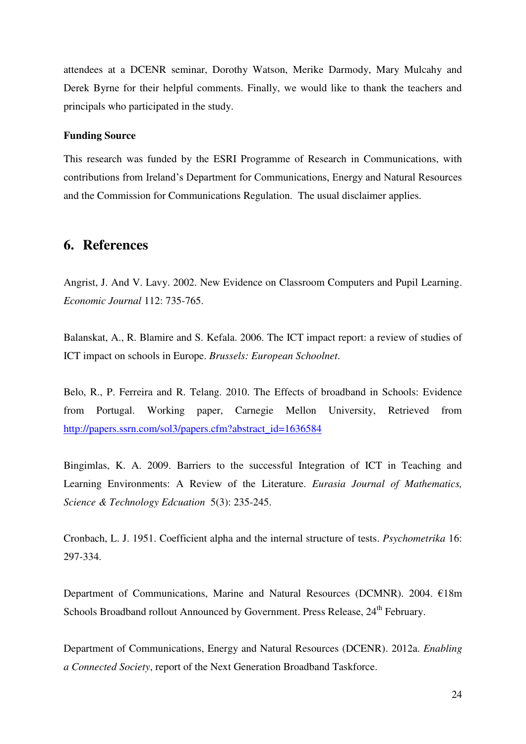attendees at a DCENR seminar, Dorothy Watson, Merike Darmody, Mary Mulcahy and Derek Byrne for their helpful comments. Finally, we would like to thank the teachers and principals who participated in the study.

**Funding Source**

This research was funded by the ESRI Programme of Research in Communications, with contributions from Ireland's Department for Communications, Energy and Natural Resources and the Commission for Communications Regulation. The usual disclaimer applies.

## 6. References

Angrist, J. And V. Lavy. 2002. New Evidence on Classroom Computers and Pupil Learning. *Economic Journal* 112: 735-765.

Balanskat, A., R. Blamire and S. Kefala. 2006. The ICT impact report: a review of studies of ICT impact on schools in Europe. *Brussels: European Schoolnet*.

Belo, R., P. Ferreira and R. Telang. 2010. The Effects of broadband in Schools: Evidence from Portugal. Working paper, Carnegie Mellon University, Retrieved from http://papers.ssrn.com/sol3/papers.cfm?abstract_id=1636584

Bingimlas, K. A. 2009. Barriers to the successful Integration of ICT in Teaching and Learning Environments: A Review of the Literature. *Eurasia Journal of Mathematics, Science & Technology Edcuation* 5(3): 235-245.

Cronbach, L. J. 1951. Coefficient alpha and the internal structure of tests. *Psychometrika* 16: 297-334.

Department of Communications, Marine and Natural Resources (DCMNR). 2004. €18m Schools Broadband rollout Announced by Government. Press Release, 24th February.

Department of Communications, Energy and Natural Resources (DCENR). 2012a. *Enabling a Connected Society*, report of the Next Generation Broadband Taskforce.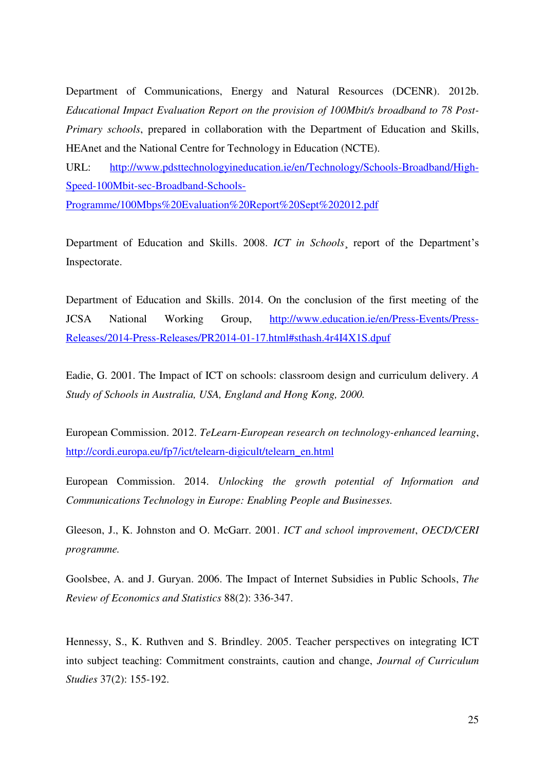Department of Communications, Energy and Natural Resources (DCENR). 2012b. *Educational Impact Evaluation Report on the provision of 100Mbit/s broadband to 78 Post-Primary schools*, prepared in collaboration with the Department of Education and Skills, HEAnet and the National Centre for Technology in Education (NCTE).
URL: http://www.pdsttechnologyineducation.ie/en/Technology/Schools-Broadband/High-Speed-100Mbit-sec-Broadband-Schools-Programme/100Mbps%20Evaluation%20Report%20Sept%202012.pdf

Department of Education and Skills. 2008. *ICT in Schools*¸ report of the Department's Inspectorate.

Department of Education and Skills. 2014. On the conclusion of the first meeting of the JCSA National Working Group, http://www.education.ie/en/Press-Events/Press-Releases/2014-Press-Releases/PR2014-01-17.html#sthash.4r4I4X1S.dpuf

Eadie, G. 2001. The Impact of ICT on schools: classroom design and curriculum delivery. *A Study of Schools in Australia, USA, England and Hong Kong, 2000.*

European Commission. 2012. *TeLearn-European research on technology-enhanced learning*, http://cordi.europa.eu/fp7/ict/telearn-digicult/telearn_en.html

European Commission. 2014. *Unlocking the growth potential of Information and Communications Technology in Europe: Enabling People and Businesses.*

Gleeson, J., K. Johnston and O. McGarr. 2001. *ICT and school improvement*, *OECD/CERI programme.*

Goolsbee, A. and J. Guryan. 2006. The Impact of Internet Subsidies in Public Schools, *The Review of Economics and Statistics* 88(2): 336-347.

Hennessy, S., K. Ruthven and S. Brindley. 2005. Teacher perspectives on integrating ICT into subject teaching: Commitment constraints, caution and change, *Journal of Curriculum Studies* 37(2): 155-192.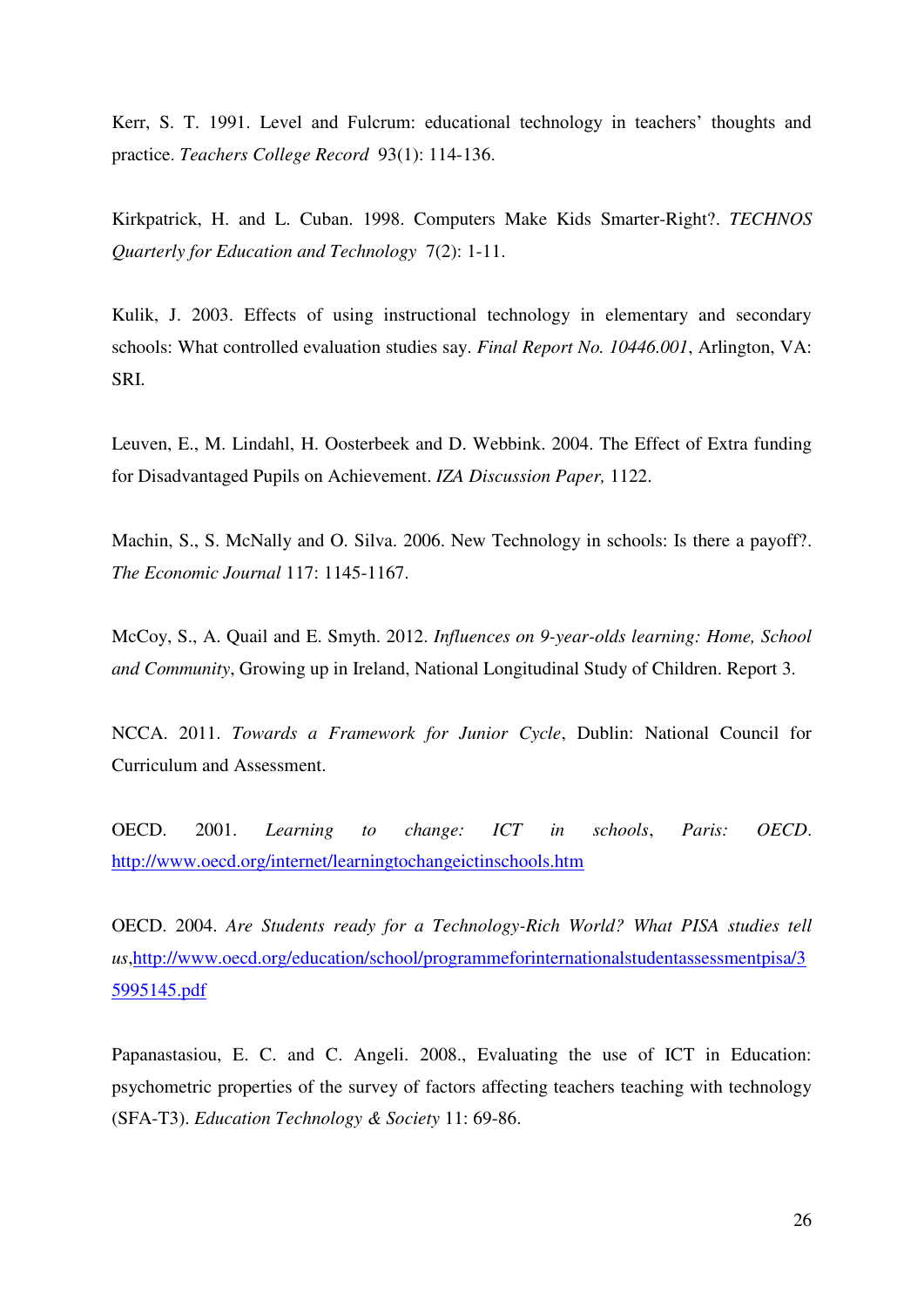Kerr, S. T. 1991. Level and Fulcrum: educational technology in teachers' thoughts and practice. *Teachers College Record* 93(1): 114-136.

Kirkpatrick, H. and L. Cuban. 1998. Computers Make Kids Smarter-Right?. *TECHNOS Quarterly for Education and Technology* 7(2): 1-11.

Kulik, J. 2003. Effects of using instructional technology in elementary and secondary schools: What controlled evaluation studies say. *Final Report No. 10446.001*, Arlington, VA: SRI.

Leuven, E., M. Lindahl, H. Oosterbeek and D. Webbink. 2004. The Effect of Extra funding for Disadvantaged Pupils on Achievement. *IZA Discussion Paper,* 1122.

Machin, S., S. McNally and O. Silva. 2006. New Technology in schools: Is there a payoff?. *The Economic Journal* 117: 1145-1167.

McCoy, S., A. Quail and E. Smyth. 2012. *Influences on 9-year-olds learning: Home, School and Community*, Growing up in Ireland, National Longitudinal Study of Children. Report 3.

NCCA. 2011. *Towards a Framework for Junior Cycle*, Dublin: National Council for Curriculum and Assessment.

OECD. 2001. *Learning to change: ICT in schools*, *Paris: OECD*. http://www.oecd.org/internet/learningtochangeictinschools.htm

OECD. 2004. *Are Students ready for a Technology-Rich World? What PISA studies tell us*,http://www.oecd.org/education/school/programmeforinternationalstudentassessmentpisa/35995145.pdf

Papanastasiou, E. C. and C. Angeli. 2008., Evaluating the use of ICT in Education: psychometric properties of the survey of factors affecting teachers teaching with technology (SFA-T3). *Education Technology & Society* 11: 69-86.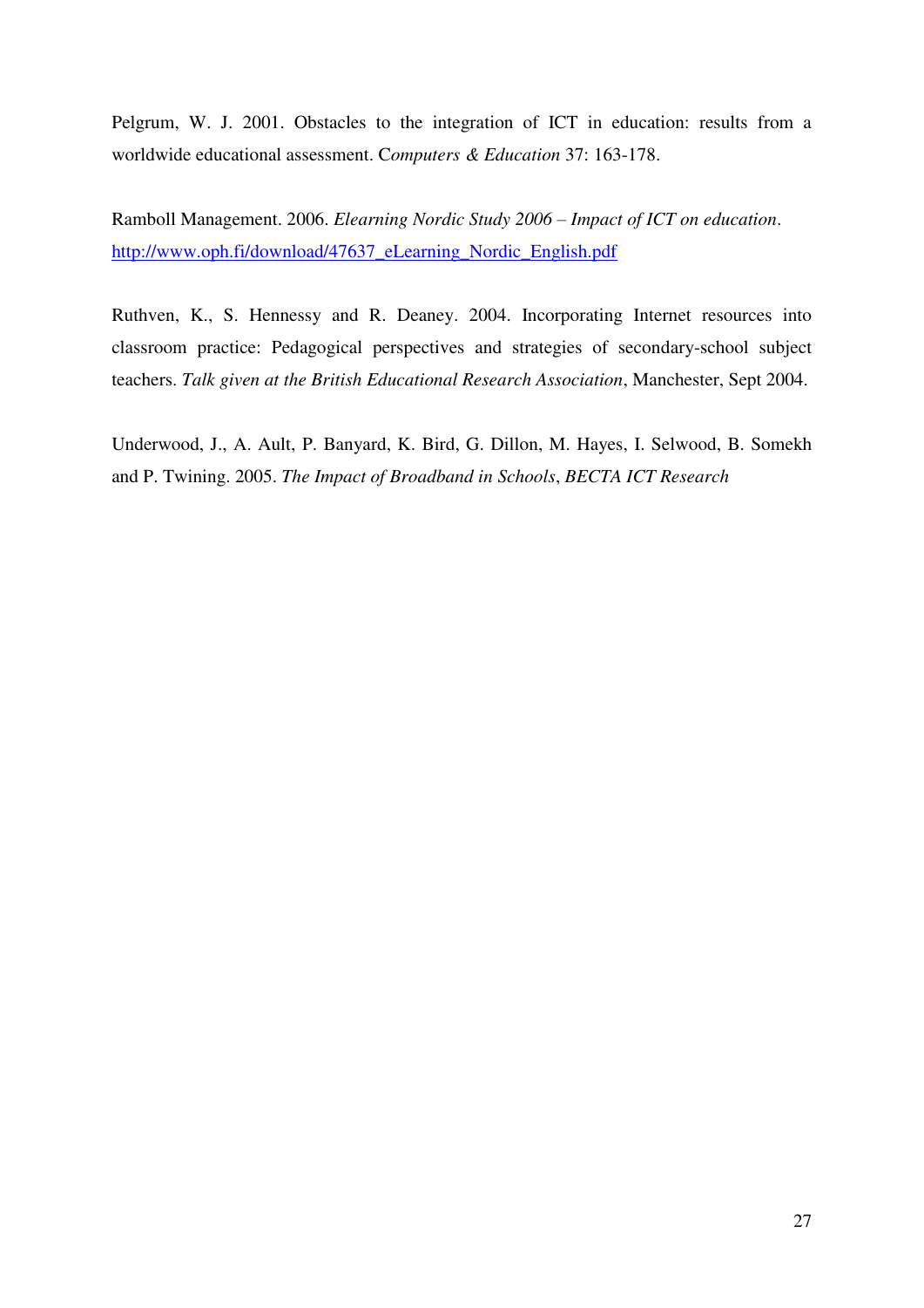Pelgrum, W. J. 2001. Obstacles to the integration of ICT in education: results from a worldwide educational assessment. C*omputers & Education* 37: 163-178.

Ramboll Management. 2006. *Elearning Nordic Study 2006 – Impact of ICT on education*. http://www.oph.fi/download/47637_eLearning_Nordic_English.pdf

Ruthven, K., S. Hennessy and R. Deaney. 2004. Incorporating Internet resources into classroom practice: Pedagogical perspectives and strategies of secondary-school subject teachers. *Talk given at the British Educational Research Association*, Manchester, Sept 2004.

Underwood, J., A. Ault, P. Banyard, K. Bird, G. Dillon, M. Hayes, I. Selwood, B. Somekh and P. Twining. 2005. *The Impact of Broadband in Schools*, *BECTA ICT Research*